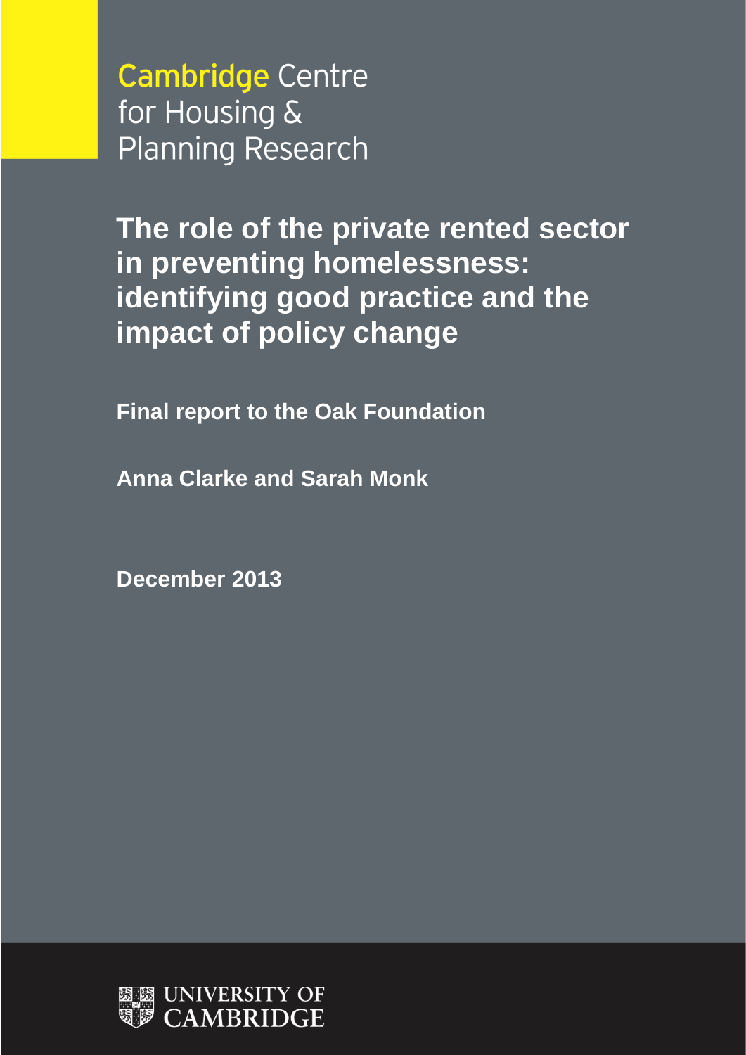Cambridge Centre for Housing & Planning Research

# The role of the private rented sector in preventing homelessness: identifying good practice and the impact of policy change

**Final report to the Oak Foundation**

**Anna Clarke and Sarah Monk**

**December 2013**

UNIVERSITY OF CAMBRIDGE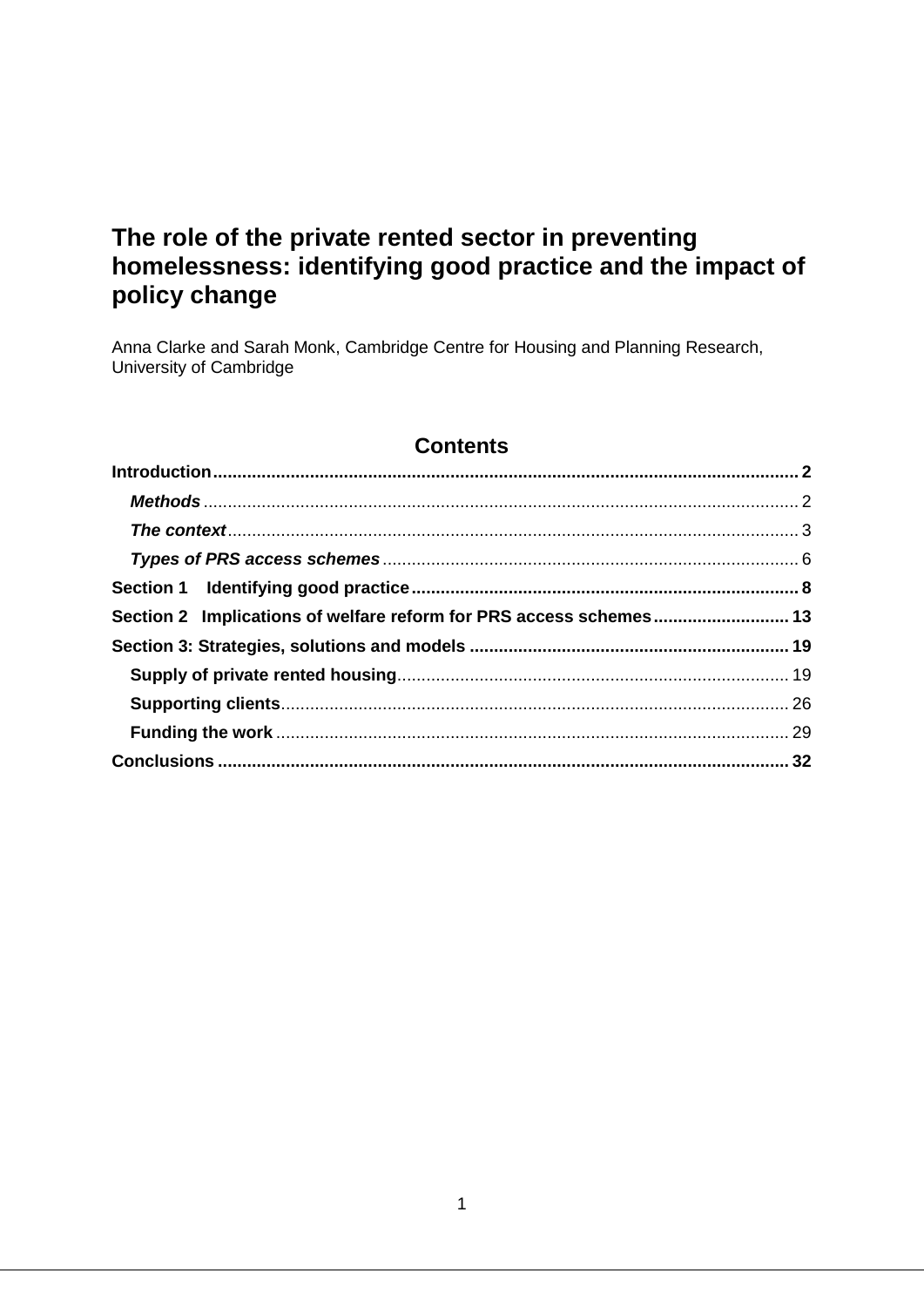# The role of the private rented sector in preventing homelessness: identifying good practice and the impact of policy change

Anna Clarke and Sarah Monk, Cambridge Centre for Housing and Planning Research, University of Cambridge

## Contents

**Introduction** .......... **2**

*Methods* .......... 2

*The context* .......... 3

*Types of PRS access schemes* .......... 6

**Section 1 Identifying good practice** .......... **8**

**Section 2 Implications of welfare reform for PRS access schemes** .......... **13**

**Section 3: Strategies, solutions and models** .......... **19**

**Supply of private rented housing** .......... 19

**Supporting clients** .......... 26

**Funding the work** .......... 29

**Conclusions** .......... **32**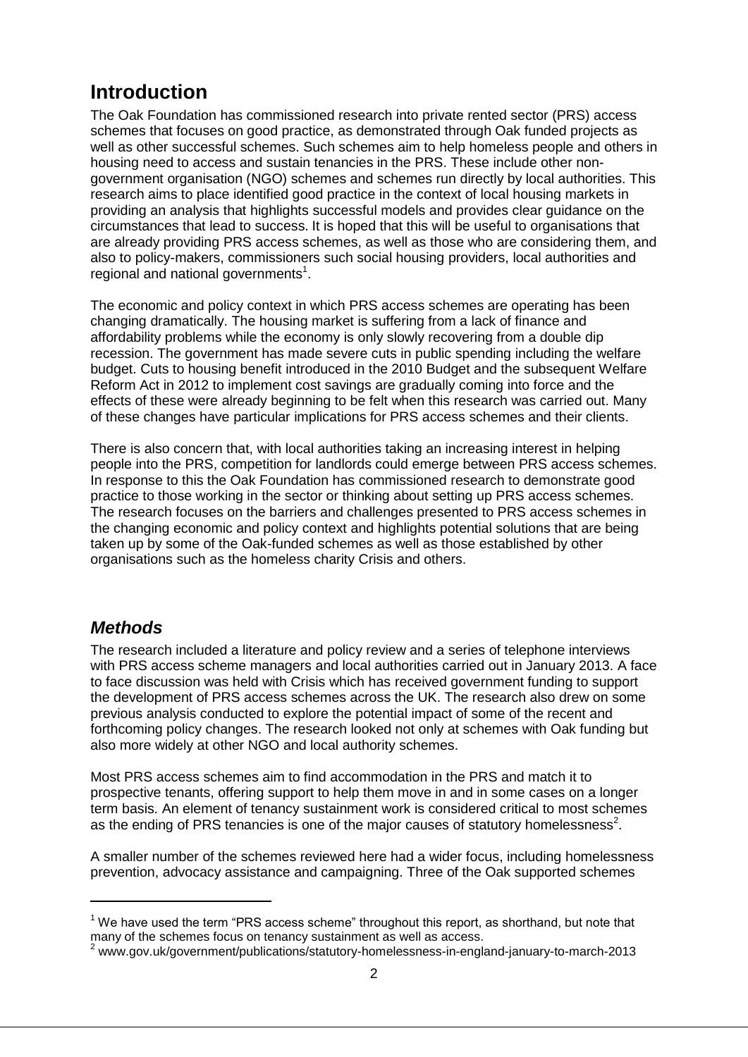# Introduction

The Oak Foundation has commissioned research into private rented sector (PRS) access schemes that focuses on good practice, as demonstrated through Oak funded projects as well as other successful schemes. Such schemes aim to help homeless people and others in housing need to access and sustain tenancies in the PRS. These include other non-government organisation (NGO) schemes and schemes run directly by local authorities. This research aims to place identified good practice in the context of local housing markets in providing an analysis that highlights successful models and provides clear guidance on the circumstances that lead to success. It is hoped that this will be useful to organisations that are already providing PRS access schemes, as well as those who are considering them, and also to policy-makers, commissioners such social housing providers, local authorities and regional and national governments[1].

The economic and policy context in which PRS access schemes are operating has been changing dramatically. The housing market is suffering from a lack of finance and affordability problems while the economy is only slowly recovering from a double dip recession. The government has made severe cuts in public spending including the welfare budget. Cuts to housing benefit introduced in the 2010 Budget and the subsequent Welfare Reform Act in 2012 to implement cost savings are gradually coming into force and the effects of these were already beginning to be felt when this research was carried out. Many of these changes have particular implications for PRS access schemes and their clients.

There is also concern that, with local authorities taking an increasing interest in helping people into the PRS, competition for landlords could emerge between PRS access schemes. In response to this the Oak Foundation has commissioned research to demonstrate good practice to those working in the sector or thinking about setting up PRS access schemes. The research focuses on the barriers and challenges presented to PRS access schemes in the changing economic and policy context and highlights potential solutions that are being taken up by some of the Oak-funded schemes as well as those established by other organisations such as the homeless charity Crisis and others.

## *Methods*

The research included a literature and policy review and a series of telephone interviews with PRS access scheme managers and local authorities carried out in January 2013. A face to face discussion was held with Crisis which has received government funding to support the development of PRS access schemes across the UK. The research also drew on some previous analysis conducted to explore the potential impact of some of the recent and forthcoming policy changes. The research looked not only at schemes with Oak funding but also more widely at other NGO and local authority schemes.

Most PRS access schemes aim to find accommodation in the PRS and match it to prospective tenants, offering support to help them move in and in some cases on a longer term basis. An element of tenancy sustainment work is considered critical to most schemes as the ending of PRS tenancies is one of the major causes of statutory homelessness[2].

A smaller number of the schemes reviewed here had a wider focus, including homelessness prevention, advocacy assistance and campaigning. Three of the Oak supported schemes

---

[1] We have used the term "PRS access scheme" throughout this report, as shorthand, but note that many of the schemes focus on tenancy sustainment as well as access.

[2] www.gov.uk/government/publications/statutory-homelessness-in-england-january-to-march-2013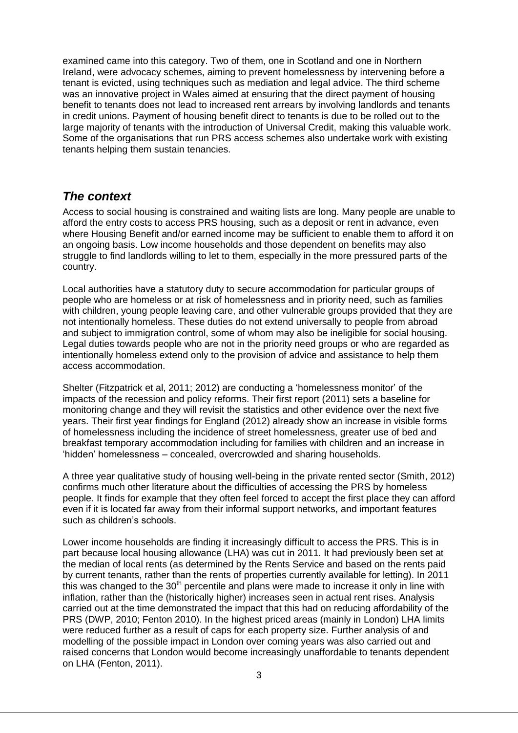examined came into this category. Two of them, one in Scotland and one in Northern Ireland, were advocacy schemes, aiming to prevent homelessness by intervening before a tenant is evicted, using techniques such as mediation and legal advice. The third scheme was an innovative project in Wales aimed at ensuring that the direct payment of housing benefit to tenants does not lead to increased rent arrears by involving landlords and tenants in credit unions. Payment of housing benefit direct to tenants is due to be rolled out to the large majority of tenants with the introduction of Universal Credit, making this valuable work. Some of the organisations that run PRS access schemes also undertake work with existing tenants helping them sustain tenancies.

## *The context*

Access to social housing is constrained and waiting lists are long. Many people are unable to afford the entry costs to access PRS housing, such as a deposit or rent in advance, even where Housing Benefit and/or earned income may be sufficient to enable them to afford it on an ongoing basis. Low income households and those dependent on benefits may also struggle to find landlords willing to let to them, especially in the more pressured parts of the country.

Local authorities have a statutory duty to secure accommodation for particular groups of people who are homeless or at risk of homelessness and in priority need, such as families with children, young people leaving care, and other vulnerable groups provided that they are not intentionally homeless. These duties do not extend universally to people from abroad and subject to immigration control, some of whom may also be ineligible for social housing. Legal duties towards people who are not in the priority need groups or who are regarded as intentionally homeless extend only to the provision of advice and assistance to help them access accommodation.

Shelter (Fitzpatrick et al, 2011; 2012) are conducting a 'homelessness monitor' of the impacts of the recession and policy reforms. Their first report (2011) sets a baseline for monitoring change and they will revisit the statistics and other evidence over the next five years. Their first year findings for England (2012) already show an increase in visible forms of homelessness including the incidence of street homelessness, greater use of bed and breakfast temporary accommodation including for families with children and an increase in 'hidden' homelessness – concealed, overcrowded and sharing households.

A three year qualitative study of housing well-being in the private rented sector (Smith, 2012) confirms much other literature about the difficulties of accessing the PRS by homeless people. It finds for example that they often feel forced to accept the first place they can afford even if it is located far away from their informal support networks, and important features such as children's schools.

Lower income households are finding it increasingly difficult to access the PRS. This is in part because local housing allowance (LHA) was cut in 2011. It had previously been set at the median of local rents (as determined by the Rents Service and based on the rents paid by current tenants, rather than the rents of properties currently available for letting). In 2011 this was changed to the 30th percentile and plans were made to increase it only in line with inflation, rather than the (historically higher) increases seen in actual rent rises. Analysis carried out at the time demonstrated the impact that this had on reducing affordability of the PRS (DWP, 2010; Fenton 2010). In the highest priced areas (mainly in London) LHA limits were reduced further as a result of caps for each property size. Further analysis of and modelling of the possible impact in London over coming years was also carried out and raised concerns that London would become increasingly unaffordable to tenants dependent on LHA (Fenton, 2011).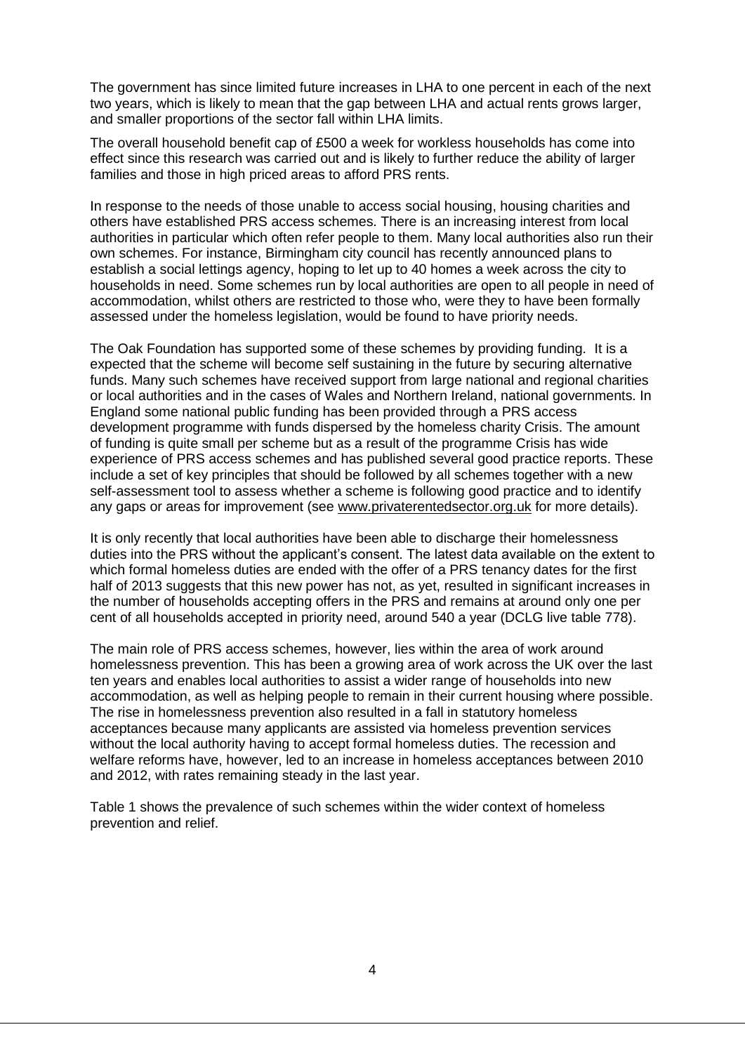The government has since limited future increases in LHA to one percent in each of the next two years, which is likely to mean that the gap between LHA and actual rents grows larger, and smaller proportions of the sector fall within LHA limits.

The overall household benefit cap of £500 a week for workless households has come into effect since this research was carried out and is likely to further reduce the ability of larger families and those in high priced areas to afford PRS rents.

In response to the needs of those unable to access social housing, housing charities and others have established PRS access schemes. There is an increasing interest from local authorities in particular which often refer people to them. Many local authorities also run their own schemes. For instance, Birmingham city council has recently announced plans to establish a social lettings agency, hoping to let up to 40 homes a week across the city to households in need. Some schemes run by local authorities are open to all people in need of accommodation, whilst others are restricted to those who, were they to have been formally assessed under the homeless legislation, would be found to have priority needs.

The Oak Foundation has supported some of these schemes by providing funding. It is a expected that the scheme will become self sustaining in the future by securing alternative funds. Many such schemes have received support from large national and regional charities or local authorities and in the cases of Wales and Northern Ireland, national governments. In England some national public funding has been provided through a PRS access development programme with funds dispersed by the homeless charity Crisis. The amount of funding is quite small per scheme but as a result of the programme Crisis has wide experience of PRS access schemes and has published several good practice reports. These include a set of key principles that should be followed by all schemes together with a new self-assessment tool to assess whether a scheme is following good practice and to identify any gaps or areas for improvement (see www.privaterentedsector.org.uk for more details).

It is only recently that local authorities have been able to discharge their homelessness duties into the PRS without the applicant's consent. The latest data available on the extent to which formal homeless duties are ended with the offer of a PRS tenancy dates for the first half of 2013 suggests that this new power has not, as yet, resulted in significant increases in the number of households accepting offers in the PRS and remains at around only one per cent of all households accepted in priority need, around 540 a year (DCLG live table 778).

The main role of PRS access schemes, however, lies within the area of work around homelessness prevention. This has been a growing area of work across the UK over the last ten years and enables local authorities to assist a wider range of households into new accommodation, as well as helping people to remain in their current housing where possible. The rise in homelessness prevention also resulted in a fall in statutory homeless acceptances because many applicants are assisted via homeless prevention services without the local authority having to accept formal homeless duties. The recession and welfare reforms have, however, led to an increase in homeless acceptances between 2010 and 2012, with rates remaining steady in the last year.

Table 1 shows the prevalence of such schemes within the wider context of homeless prevention and relief.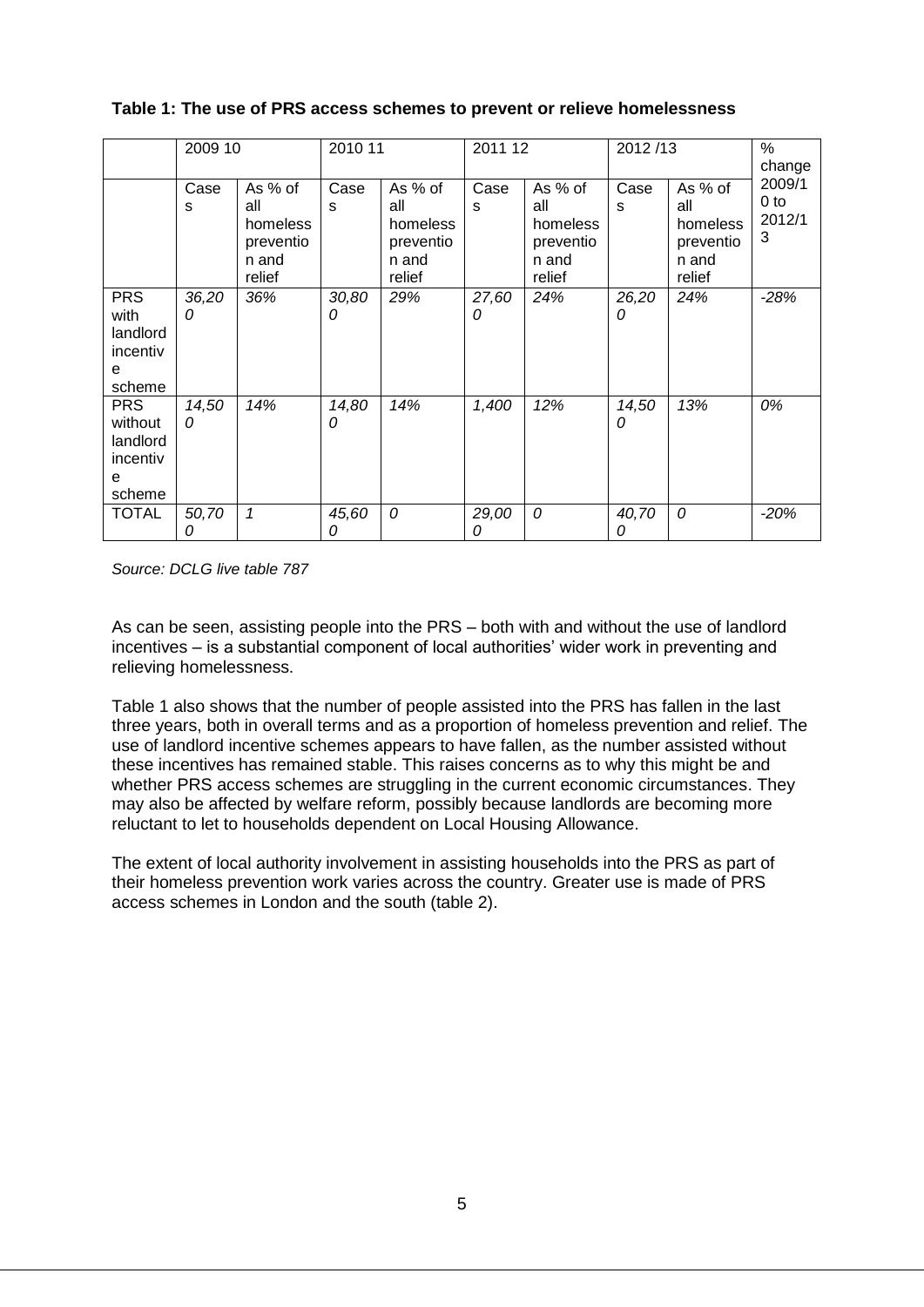**Table 1: The use of PRS access schemes to prevent or relieve homelessness**

| | 2009 10 | | 2010 11 | | 2011 12 | | 2012 /13 | | % change 2009/10 to 2012/13 |
|---|---|---|---|---|---|---|---|---|---|
| | Cases | As % of all homeless prevention and relief | Cases | As % of all homeless prevention and relief | Cases | As % of all homeless prevention and relief | Cases | As % of all homeless prevention and relief | |
| PRS with landlord incentive scheme | *36,200* | *36%* | *30,800* | *29%* | *27,600* | *24%* | *26,200* | *24%* | *-28%* |
| PRS without landlord incentive scheme | *14,500* | *14%* | *14,800* | *14%* | *1,400* | *12%* | *14,500* | *13%* | *0%* |
| TOTAL | *50,700* | *1* | *45,600* | *0* | *29,000* | *0* | *40,700* | *0* | *-20%* |

*Source: DCLG live table 787*

As can be seen, assisting people into the PRS – both with and without the use of landlord incentives – is a substantial component of local authorities' wider work in preventing and relieving homelessness.

Table 1 also shows that the number of people assisted into the PRS has fallen in the last three years, both in overall terms and as a proportion of homeless prevention and relief. The use of landlord incentive schemes appears to have fallen, as the number assisted without these incentives has remained stable. This raises concerns as to why this might be and whether PRS access schemes are struggling in the current economic circumstances. They may also be affected by welfare reform, possibly because landlords are becoming more reluctant to let to households dependent on Local Housing Allowance.

The extent of local authority involvement in assisting households into the PRS as part of their homeless prevention work varies across the country. Greater use is made of PRS access schemes in London and the south (table 2).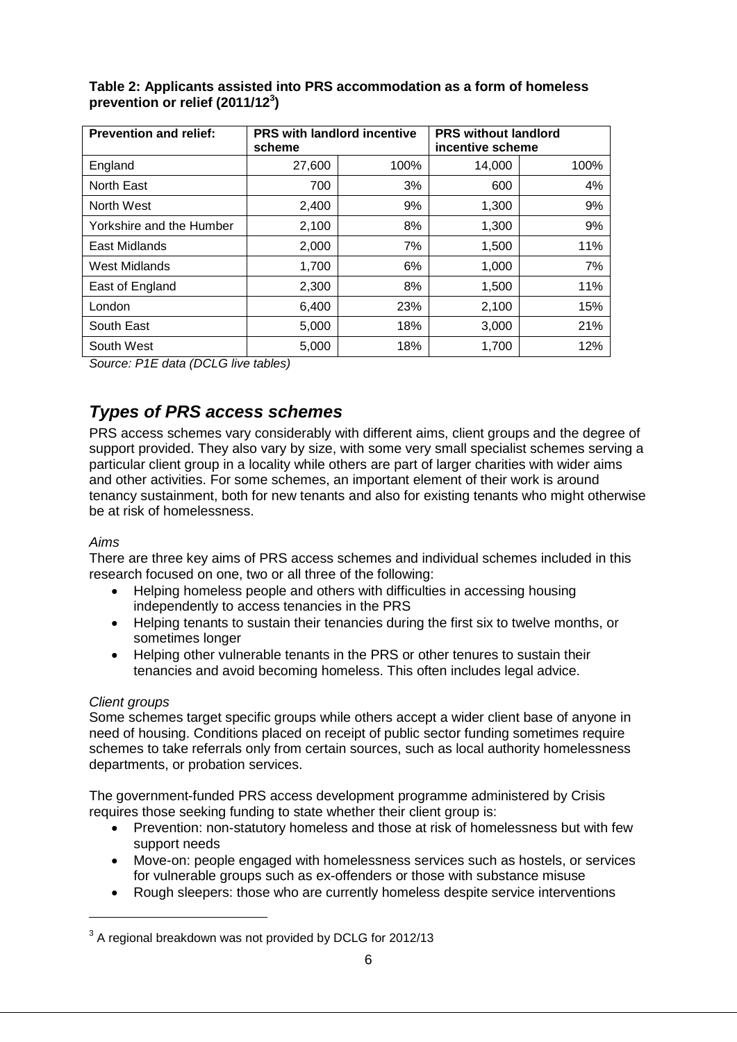**Table 2: Applicants assisted into PRS accommodation as a form of homeless prevention or relief (2011/12[3])**

| Prevention and relief: | PRS with landlord incentive scheme | | PRS without landlord incentive scheme | |
|---|---|---|---|---|
| England | 27,600 | 100% | 14,000 | 100% |
| North East | 700 | 3% | 600 | 4% |
| North West | 2,400 | 9% | 1,300 | 9% |
| Yorkshire and the Humber | 2,100 | 8% | 1,300 | 9% |
| East Midlands | 2,000 | 7% | 1,500 | 11% |
| West Midlands | 1,700 | 6% | 1,000 | 7% |
| East of England | 2,300 | 8% | 1,500 | 11% |
| London | 6,400 | 23% | 2,100 | 15% |
| South East | 5,000 | 18% | 3,000 | 21% |
| South West | 5,000 | 18% | 1,700 | 12% |

*Source: P1E data (DCLG live tables)*

## *Types of PRS access schemes*

PRS access schemes vary considerably with different aims, client groups and the degree of support provided. They also vary by size, with some very small specialist schemes serving a particular client group in a locality while others are part of larger charities with wider aims and other activities. For some schemes, an important element of their work is around tenancy sustainment, both for new tenants and also for existing tenants who might otherwise be at risk of homelessness.

*Aims*

There are three key aims of PRS access schemes and individual schemes included in this research focused on one, two or all three of the following:

- Helping homeless people and others with difficulties in accessing housing independently to access tenancies in the PRS
- Helping tenants to sustain their tenancies during the first six to twelve months, or sometimes longer
- Helping other vulnerable tenants in the PRS or other tenures to sustain their tenancies and avoid becoming homeless. This often includes legal advice.

*Client groups*

Some schemes target specific groups while others accept a wider client base of anyone in need of housing. Conditions placed on receipt of public sector funding sometimes require schemes to take referrals only from certain sources, such as local authority homelessness departments, or probation services.

The government-funded PRS access development programme administered by Crisis requires those seeking funding to state whether their client group is:

- Prevention: non-statutory homeless and those at risk of homelessness but with few support needs
- Move-on: people engaged with homelessness services such as hostels, or services for vulnerable groups such as ex-offenders or those with substance misuse
- Rough sleepers: those who are currently homeless despite service interventions

[3] A regional breakdown was not provided by DCLG for 2012/13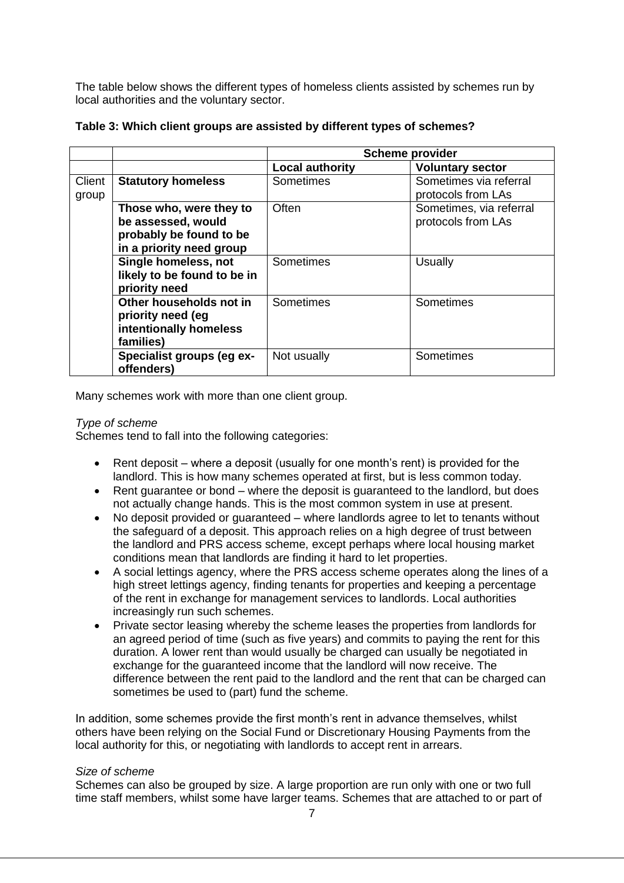The table below shows the different types of homeless clients assisted by schemes run by local authorities and the voluntary sector.

**Table 3: Which client groups are assisted by different types of schemes?**

| | | Scheme provider | |
|---|---|---|---|
| | | **Local authority** | **Voluntary sector** |
| Client group | **Statutory homeless** | Sometimes | Sometimes via referral protocols from LAs |
| | **Those who, were they to be assessed, would probably be found to be in a priority need group** | Often | Sometimes, via referral protocols from LAs |
| | **Single homeless, not likely to be found to be in priority need** | Sometimes | Usually |
| | **Other households not in priority need (eg intentionally homeless families)** | Sometimes | Sometimes |
| | **Specialist groups (eg ex-offenders)** | Not usually | Sometimes |

Many schemes work with more than one client group.

*Type of scheme*

Schemes tend to fall into the following categories:

- Rent deposit – where a deposit (usually for one month's rent) is provided for the landlord. This is how many schemes operated at first, but is less common today.
- Rent guarantee or bond – where the deposit is guaranteed to the landlord, but does not actually change hands. This is the most common system in use at present.
- No deposit provided or guaranteed – where landlords agree to let to tenants without the safeguard of a deposit. This approach relies on a high degree of trust between the landlord and PRS access scheme, except perhaps where local housing market conditions mean that landlords are finding it hard to let properties.
- A social lettings agency, where the PRS access scheme operates along the lines of a high street lettings agency, finding tenants for properties and keeping a percentage of the rent in exchange for management services to landlords. Local authorities increasingly run such schemes.
- Private sector leasing whereby the scheme leases the properties from landlords for an agreed period of time (such as five years) and commits to paying the rent for this duration. A lower rent than would usually be charged can usually be negotiated in exchange for the guaranteed income that the landlord will now receive. The difference between the rent paid to the landlord and the rent that can be charged can sometimes be used to (part) fund the scheme.

In addition, some schemes provide the first month's rent in advance themselves, whilst others have been relying on the Social Fund or Discretionary Housing Payments from the local authority for this, or negotiating with landlords to accept rent in arrears.

*Size of scheme*

Schemes can also be grouped by size. A large proportion are run only with one or two full time staff members, whilst some have larger teams. Schemes that are attached to or part of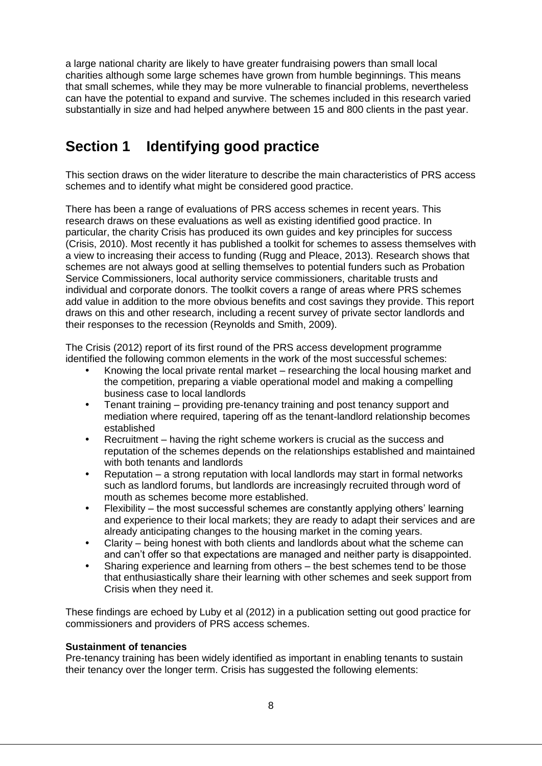a large national charity are likely to have greater fundraising powers than small local charities although some large schemes have grown from humble beginnings. This means that small schemes, while they may be more vulnerable to financial problems, nevertheless can have the potential to expand and survive. The schemes included in this research varied substantially in size and had helped anywhere between 15 and 800 clients in the past year.

# Section 1 Identifying good practice

This section draws on the wider literature to describe the main characteristics of PRS access schemes and to identify what might be considered good practice.

There has been a range of evaluations of PRS access schemes in recent years. This research draws on these evaluations as well as existing identified good practice. In particular, the charity Crisis has produced its own guides and key principles for success (Crisis, 2010). Most recently it has published a toolkit for schemes to assess themselves with a view to increasing their access to funding (Rugg and Pleace, 2013). Research shows that schemes are not always good at selling themselves to potential funders such as Probation Service Commissioners, local authority service commissioners, charitable trusts and individual and corporate donors. The toolkit covers a range of areas where PRS schemes add value in addition to the more obvious benefits and cost savings they provide. This report draws on this and other research, including a recent survey of private sector landlords and their responses to the recession (Reynolds and Smith, 2009).

The Crisis (2012) report of its first round of the PRS access development programme identified the following common elements in the work of the most successful schemes:

- Knowing the local private rental market – researching the local housing market and the competition, preparing a viable operational model and making a compelling business case to local landlords
- Tenant training – providing pre-tenancy training and post tenancy support and mediation where required, tapering off as the tenant-landlord relationship becomes established
- Recruitment – having the right scheme workers is crucial as the success and reputation of the schemes depends on the relationships established and maintained with both tenants and landlords
- Reputation – a strong reputation with local landlords may start in formal networks such as landlord forums, but landlords are increasingly recruited through word of mouth as schemes become more established.
- Flexibility – the most successful schemes are constantly applying others' learning and experience to their local markets; they are ready to adapt their services and are already anticipating changes to the housing market in the coming years.
- Clarity – being honest with both clients and landlords about what the scheme can and can't offer so that expectations are managed and neither party is disappointed.
- Sharing experience and learning from others – the best schemes tend to be those that enthusiastically share their learning with other schemes and seek support from Crisis when they need it.

These findings are echoed by Luby et al (2012) in a publication setting out good practice for commissioners and providers of PRS access schemes.

**Sustainment of tenancies**

Pre-tenancy training has been widely identified as important in enabling tenants to sustain their tenancy over the longer term. Crisis has suggested the following elements: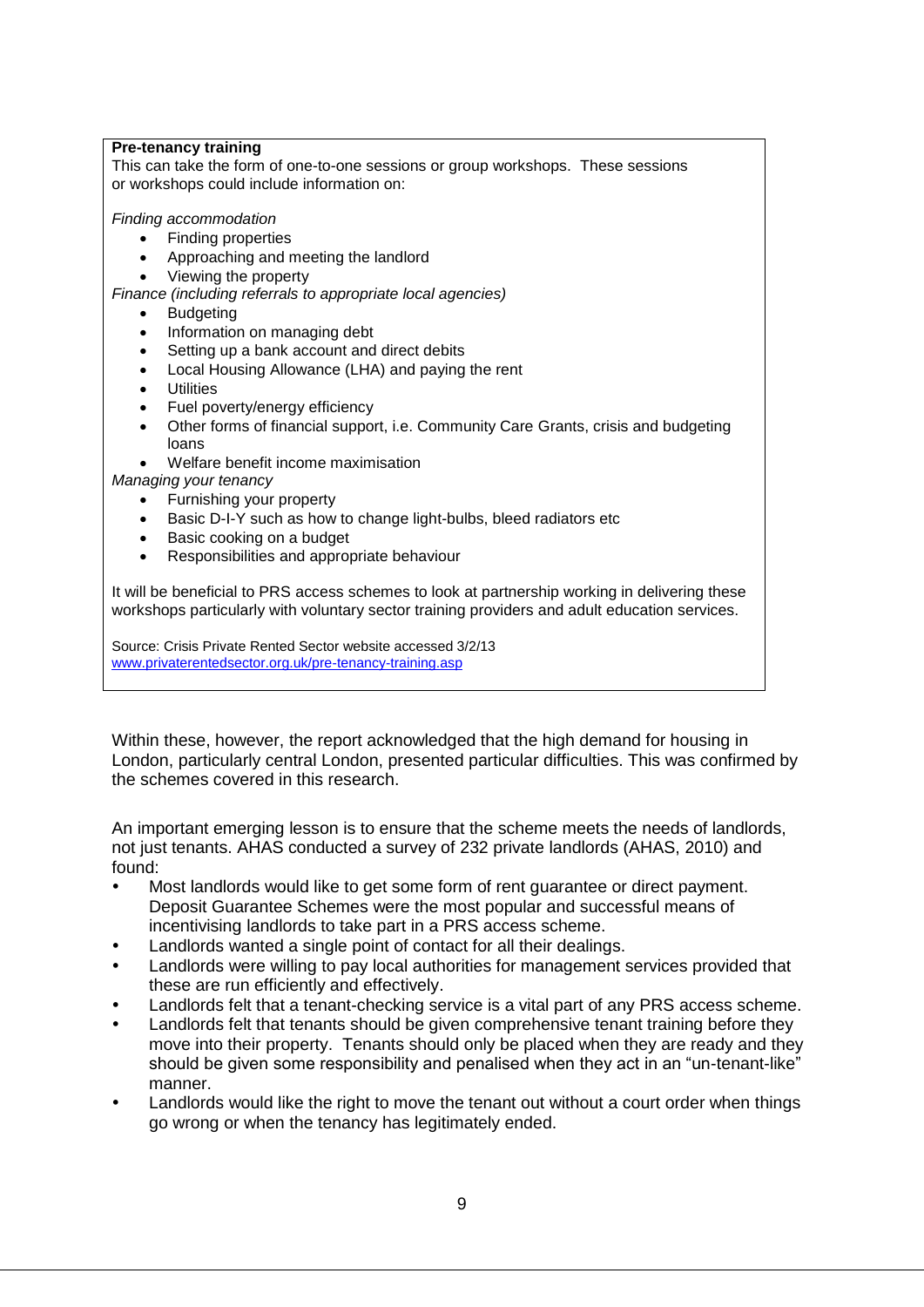**Pre-tenancy training**

This can take the form of one-to-one sessions or group workshops. These sessions or workshops could include information on:

*Finding accommodation*

- Finding properties
- Approaching and meeting the landlord
- Viewing the property

*Finance (including referrals to appropriate local agencies)*

- Budgeting
- Information on managing debt
- Setting up a bank account and direct debits
- Local Housing Allowance (LHA) and paying the rent
- Utilities
- Fuel poverty/energy efficiency
- Other forms of financial support, i.e. Community Care Grants, crisis and budgeting loans
- Welfare benefit income maximisation

*Managing your tenancy*

- Furnishing your property
- Basic D-I-Y such as how to change light-bulbs, bleed radiators etc
- Basic cooking on a budget
- Responsibilities and appropriate behaviour

It will be beneficial to PRS access schemes to look at partnership working in delivering these workshops particularly with voluntary sector training providers and adult education services.

Source: Crisis Private Rented Sector website accessed 3/2/13
www.privaterentedsector.org.uk/pre-tenancy-training.asp

Within these, however, the report acknowledged that the high demand for housing in London, particularly central London, presented particular difficulties. This was confirmed by the schemes covered in this research.

An important emerging lesson is to ensure that the scheme meets the needs of landlords, not just tenants. AHAS conducted a survey of 232 private landlords (AHAS, 2010) and found:

- Most landlords would like to get some form of rent guarantee or direct payment. Deposit Guarantee Schemes were the most popular and successful means of incentivising landlords to take part in a PRS access scheme.
- Landlords wanted a single point of contact for all their dealings.
- Landlords were willing to pay local authorities for management services provided that these are run efficiently and effectively.
- Landlords felt that a tenant-checking service is a vital part of any PRS access scheme.
- Landlords felt that tenants should be given comprehensive tenant training before they move into their property. Tenants should only be placed when they are ready and they should be given some responsibility and penalised when they act in an "un-tenant-like" manner.
- Landlords would like the right to move the tenant out without a court order when things go wrong or when the tenancy has legitimately ended.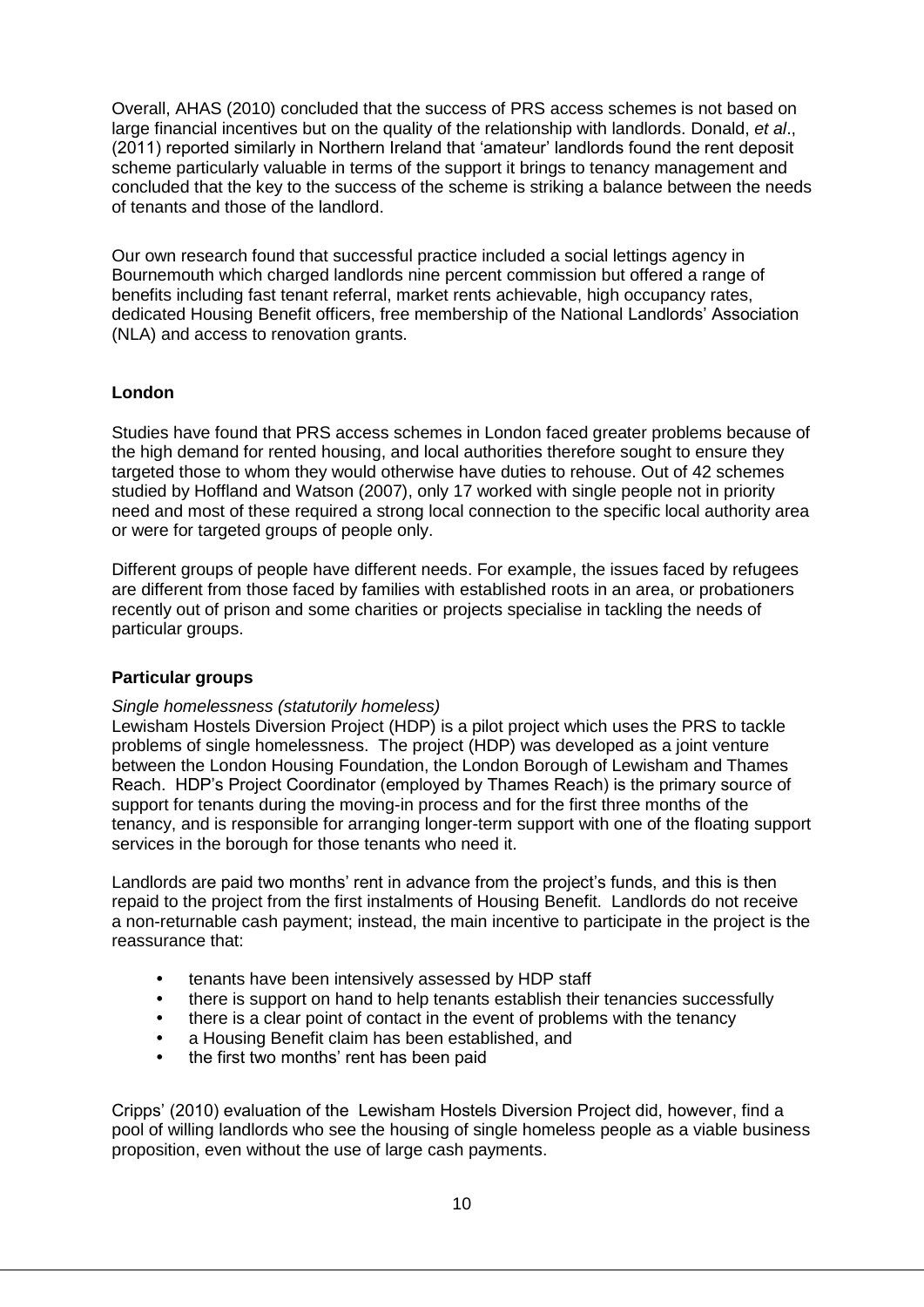Overall, AHAS (2010) concluded that the success of PRS access schemes is not based on large financial incentives but on the quality of the relationship with landlords. Donald, *et al*., (2011) reported similarly in Northern Ireland that 'amateur' landlords found the rent deposit scheme particularly valuable in terms of the support it brings to tenancy management and concluded that the key to the success of the scheme is striking a balance between the needs of tenants and those of the landlord.

Our own research found that successful practice included a social lettings agency in Bournemouth which charged landlords nine percent commission but offered a range of benefits including fast tenant referral, market rents achievable, high occupancy rates, dedicated Housing Benefit officers, free membership of the National Landlords' Association (NLA) and access to renovation grants.

**London**

Studies have found that PRS access schemes in London faced greater problems because of the high demand for rented housing, and local authorities therefore sought to ensure they targeted those to whom they would otherwise have duties to rehouse. Out of 42 schemes studied by Hoffland and Watson (2007), only 17 worked with single people not in priority need and most of these required a strong local connection to the specific local authority area or were for targeted groups of people only.

Different groups of people have different needs. For example, the issues faced by refugees are different from those faced by families with established roots in an area, or probationers recently out of prison and some charities or projects specialise in tackling the needs of particular groups.

**Particular groups**

*Single homelessness (statutorily homeless)*

Lewisham Hostels Diversion Project (HDP) is a pilot project which uses the PRS to tackle problems of single homelessness. The project (HDP) was developed as a joint venture between the London Housing Foundation, the London Borough of Lewisham and Thames Reach. HDP's Project Coordinator (employed by Thames Reach) is the primary source of support for tenants during the moving-in process and for the first three months of the tenancy, and is responsible for arranging longer-term support with one of the floating support services in the borough for those tenants who need it.

Landlords are paid two months' rent in advance from the project's funds, and this is then repaid to the project from the first instalments of Housing Benefit. Landlords do not receive a non-returnable cash payment; instead, the main incentive to participate in the project is the reassurance that:

- tenants have been intensively assessed by HDP staff
- there is support on hand to help tenants establish their tenancies successfully
- there is a clear point of contact in the event of problems with the tenancy
- a Housing Benefit claim has been established, and
- the first two months' rent has been paid

Cripps' (2010) evaluation of the Lewisham Hostels Diversion Project did, however, find a pool of willing landlords who see the housing of single homeless people as a viable business proposition, even without the use of large cash payments.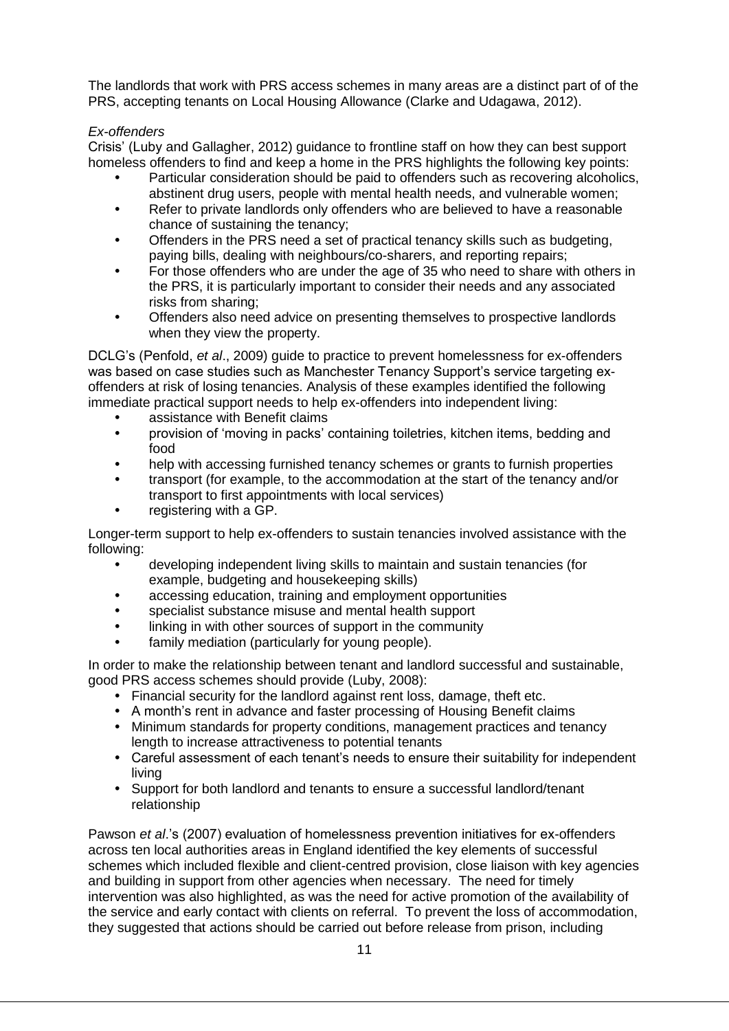The landlords that work with PRS access schemes in many areas are a distinct part of of the PRS, accepting tenants on Local Housing Allowance (Clarke and Udagawa, 2012).

*Ex-offenders*

Crisis' (Luby and Gallagher, 2012) guidance to frontline staff on how they can best support homeless offenders to find and keep a home in the PRS highlights the following key points:

- Particular consideration should be paid to offenders such as recovering alcoholics, abstinent drug users, people with mental health needs, and vulnerable women;
- Refer to private landlords only offenders who are believed to have a reasonable chance of sustaining the tenancy;
- Offenders in the PRS need a set of practical tenancy skills such as budgeting, paying bills, dealing with neighbours/co-sharers, and reporting repairs;
- For those offenders who are under the age of 35 who need to share with others in the PRS, it is particularly important to consider their needs and any associated risks from sharing;
- Offenders also need advice on presenting themselves to prospective landlords when they view the property.

DCLG's (Penfold, *et al*., 2009) guide to practice to prevent homelessness for ex-offenders was based on case studies such as Manchester Tenancy Support's service targeting ex-offenders at risk of losing tenancies. Analysis of these examples identified the following immediate practical support needs to help ex-offenders into independent living:

- assistance with Benefit claims
- provision of 'moving in packs' containing toiletries, kitchen items, bedding and food
- help with accessing furnished tenancy schemes or grants to furnish properties
- transport (for example, to the accommodation at the start of the tenancy and/or transport to first appointments with local services)
- registering with a GP.

Longer-term support to help ex-offenders to sustain tenancies involved assistance with the following:

- developing independent living skills to maintain and sustain tenancies (for example, budgeting and housekeeping skills)
- accessing education, training and employment opportunities
- specialist substance misuse and mental health support
- linking in with other sources of support in the community
- family mediation (particularly for young people).

In order to make the relationship between tenant and landlord successful and sustainable, good PRS access schemes should provide (Luby, 2008):

- Financial security for the landlord against rent loss, damage, theft etc.
- A month's rent in advance and faster processing of Housing Benefit claims
- Minimum standards for property conditions, management practices and tenancy length to increase attractiveness to potential tenants
- Careful assessment of each tenant's needs to ensure their suitability for independent living
- Support for both landlord and tenants to ensure a successful landlord/tenant relationship

Pawson *et al*.'s (2007) evaluation of homelessness prevention initiatives for ex-offenders across ten local authorities areas in England identified the key elements of successful schemes which included flexible and client-centred provision, close liaison with key agencies and building in support from other agencies when necessary. The need for timely intervention was also highlighted, as was the need for active promotion of the availability of the service and early contact with clients on referral. To prevent the loss of accommodation, they suggested that actions should be carried out before release from prison, including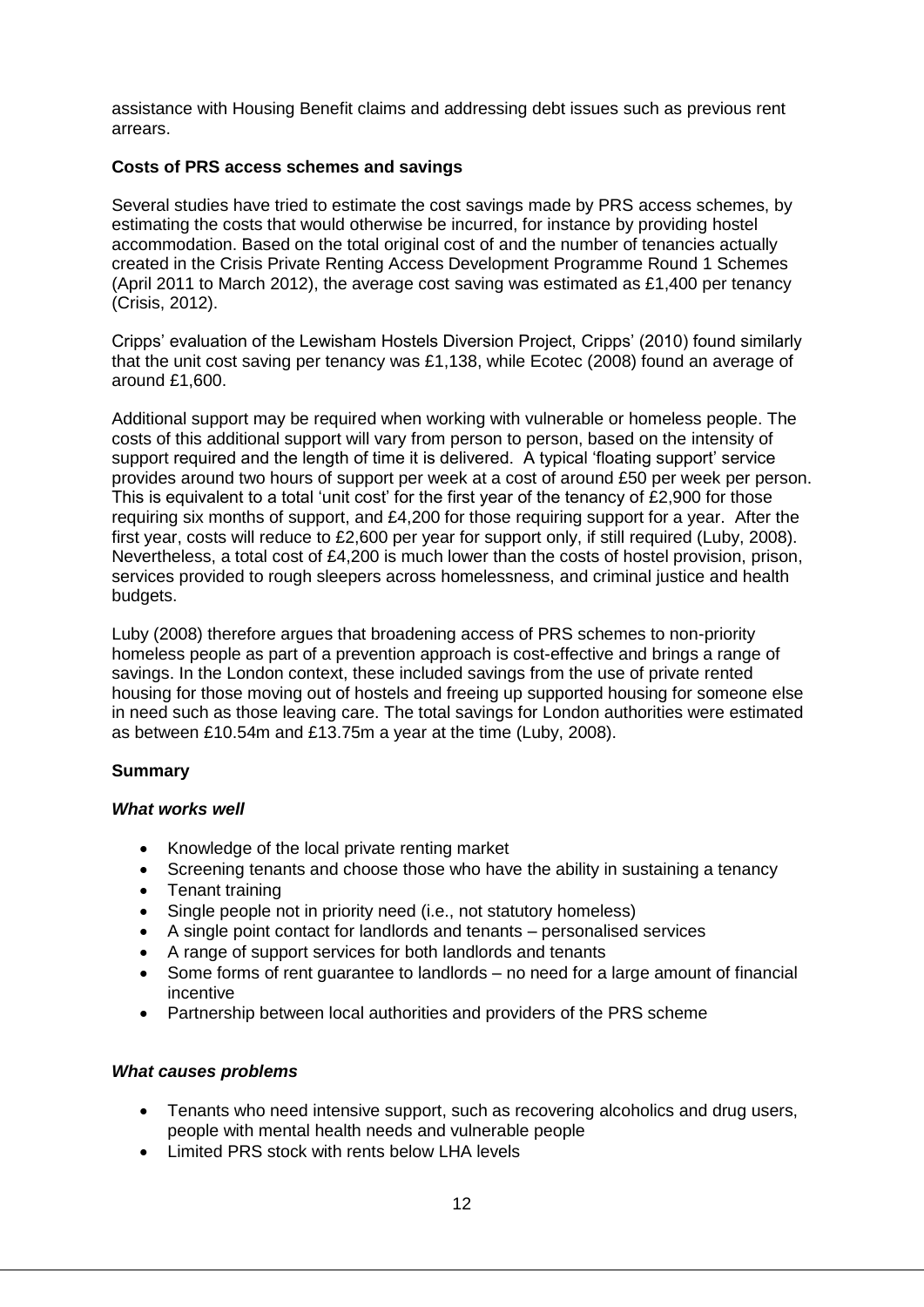assistance with Housing Benefit claims and addressing debt issues such as previous rent arrears.

**Costs of PRS access schemes and savings**

Several studies have tried to estimate the cost savings made by PRS access schemes, by estimating the costs that would otherwise be incurred, for instance by providing hostel accommodation. Based on the total original cost of and the number of tenancies actually created in the Crisis Private Renting Access Development Programme Round 1 Schemes (April 2011 to March 2012), the average cost saving was estimated as £1,400 per tenancy (Crisis, 2012).

Cripps' evaluation of the Lewisham Hostels Diversion Project, Cripps' (2010) found similarly that the unit cost saving per tenancy was £1,138, while Ecotec (2008) found an average of around £1,600.

Additional support may be required when working with vulnerable or homeless people. The costs of this additional support will vary from person to person, based on the intensity of support required and the length of time it is delivered. A typical 'floating support' service provides around two hours of support per week at a cost of around £50 per week per person. This is equivalent to a total 'unit cost' for the first year of the tenancy of £2,900 for those requiring six months of support, and £4,200 for those requiring support for a year. After the first year, costs will reduce to £2,600 per year for support only, if still required (Luby, 2008). Nevertheless, a total cost of £4,200 is much lower than the costs of hostel provision, prison, services provided to rough sleepers across homelessness, and criminal justice and health budgets.

Luby (2008) therefore argues that broadening access of PRS schemes to non-priority homeless people as part of a prevention approach is cost-effective and brings a range of savings. In the London context, these included savings from the use of private rented housing for those moving out of hostels and freeing up supported housing for someone else in need such as those leaving care. The total savings for London authorities were estimated as between £10.54m and £13.75m a year at the time (Luby, 2008).

**Summary**

***What works well***

- Knowledge of the local private renting market
- Screening tenants and choose those who have the ability in sustaining a tenancy
- Tenant training
- Single people not in priority need (i.e., not statutory homeless)
- A single point contact for landlords and tenants – personalised services
- A range of support services for both landlords and tenants
- Some forms of rent guarantee to landlords – no need for a large amount of financial incentive
- Partnership between local authorities and providers of the PRS scheme

***What causes problems***

- Tenants who need intensive support, such as recovering alcoholics and drug users, people with mental health needs and vulnerable people
- Limited PRS stock with rents below LHA levels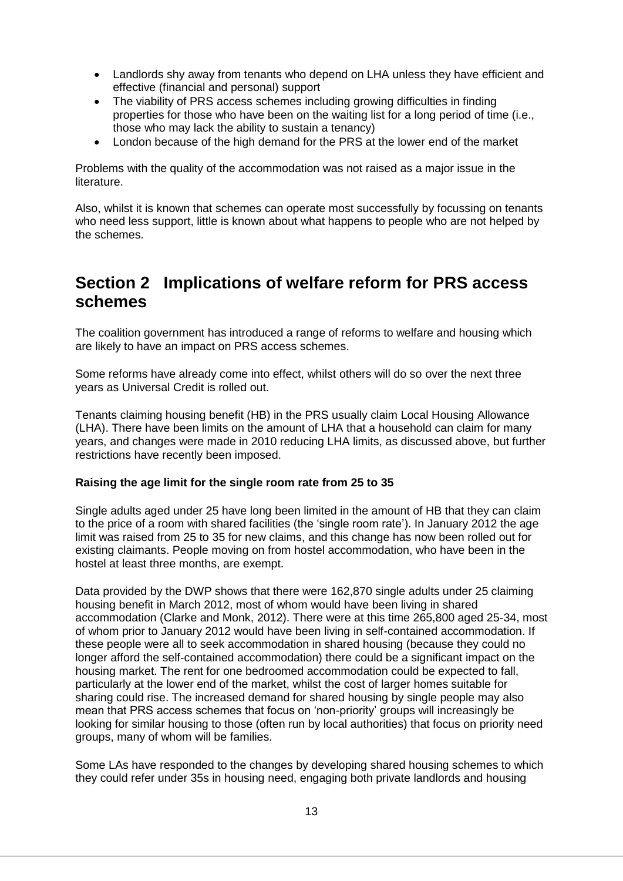- Landlords shy away from tenants who depend on LHA unless they have efficient and effective (financial and personal) support
- The viability of PRS access schemes including growing difficulties in finding properties for those who have been on the waiting list for a long period of time (i.e., those who may lack the ability to sustain a tenancy)
- London because of the high demand for the PRS at the lower end of the market

Problems with the quality of the accommodation was not raised as a major issue in the literature.

Also, whilst it is known that schemes can operate most successfully by focussing on tenants who need less support, little is known about what happens to people who are not helped by the schemes.

## Section 2 Implications of welfare reform for PRS access schemes

The coalition government has introduced a range of reforms to welfare and housing which are likely to have an impact on PRS access schemes.

Some reforms have already come into effect, whilst others will do so over the next three years as Universal Credit is rolled out.

Tenants claiming housing benefit (HB) in the PRS usually claim Local Housing Allowance (LHA). There have been limits on the amount of LHA that a household can claim for many years, and changes were made in 2010 reducing LHA limits, as discussed above, but further restrictions have recently been imposed.

**Raising the age limit for the single room rate from 25 to 35**

Single adults aged under 25 have long been limited in the amount of HB that they can claim to the price of a room with shared facilities (the 'single room rate'). In January 2012 the age limit was raised from 25 to 35 for new claims, and this change has now been rolled out for existing claimants. People moving on from hostel accommodation, who have been in the hostel at least three months, are exempt.

Data provided by the DWP shows that there were 162,870 single adults under 25 claiming housing benefit in March 2012, most of whom would have been living in shared accommodation (Clarke and Monk, 2012). There were at this time 265,800 aged 25-34, most of whom prior to January 2012 would have been living in self-contained accommodation. If these people were all to seek accommodation in shared housing (because they could no longer afford the self-contained accommodation) there could be a significant impact on the housing market. The rent for one bedroomed accommodation could be expected to fall, particularly at the lower end of the market, whilst the cost of larger homes suitable for sharing could rise. The increased demand for shared housing by single people may also mean that PRS access schemes that focus on 'non-priority' groups will increasingly be looking for similar housing to those (often run by local authorities) that focus on priority need groups, many of whom will be families.

Some LAs have responded to the changes by developing shared housing schemes to which they could refer under 35s in housing need, engaging both private landlords and housing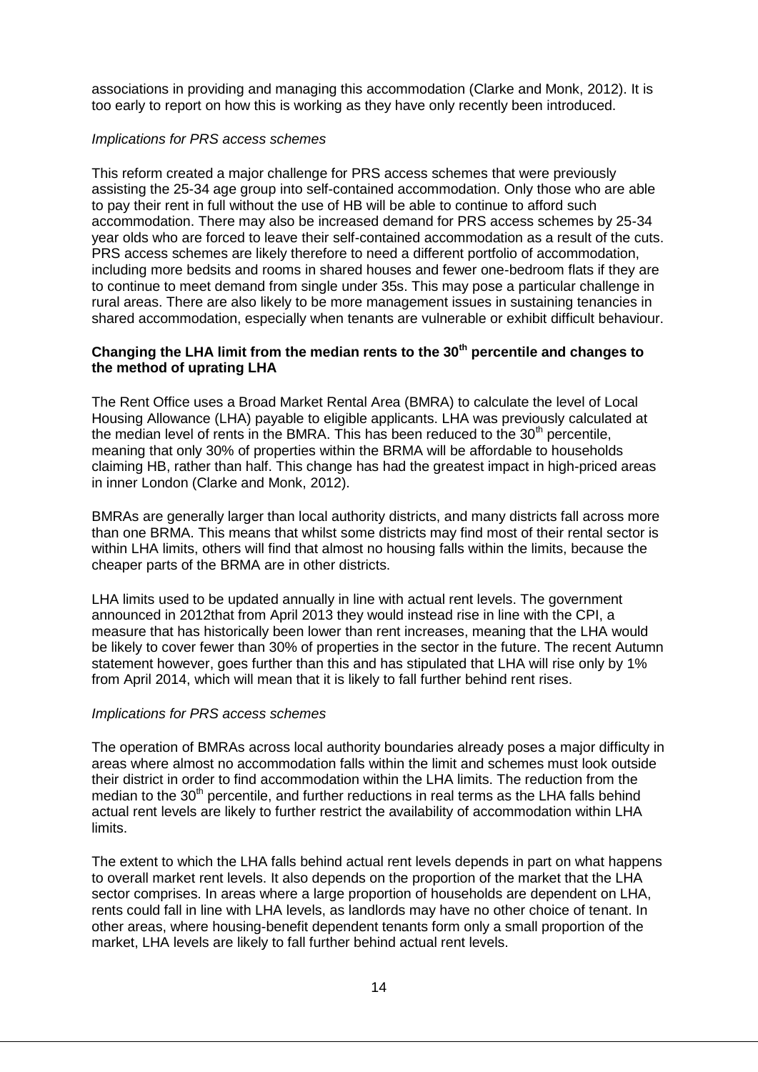associations in providing and managing this accommodation (Clarke and Monk, 2012). It is too early to report on how this is working as they have only recently been introduced.

*Implications for PRS access schemes*

This reform created a major challenge for PRS access schemes that were previously assisting the 25-34 age group into self-contained accommodation. Only those who are able to pay their rent in full without the use of HB will be able to continue to afford such accommodation. There may also be increased demand for PRS access schemes by 25-34 year olds who are forced to leave their self-contained accommodation as a result of the cuts. PRS access schemes are likely therefore to need a different portfolio of accommodation, including more bedsits and rooms in shared houses and fewer one-bedroom flats if they are to continue to meet demand from single under 35s. This may pose a particular challenge in rural areas. There are also likely to be more management issues in sustaining tenancies in shared accommodation, especially when tenants are vulnerable or exhibit difficult behaviour.

**Changing the LHA limit from the median rents to the 30th percentile and changes to the method of uprating LHA**

The Rent Office uses a Broad Market Rental Area (BMRA) to calculate the level of Local Housing Allowance (LHA) payable to eligible applicants. LHA was previously calculated at the median level of rents in the BMRA. This has been reduced to the 30th percentile, meaning that only 30% of properties within the BRMA will be affordable to households claiming HB, rather than half. This change has had the greatest impact in high-priced areas in inner London (Clarke and Monk, 2012).

BMRAs are generally larger than local authority districts, and many districts fall across more than one BRMA. This means that whilst some districts may find most of their rental sector is within LHA limits, others will find that almost no housing falls within the limits, because the cheaper parts of the BRMA are in other districts.

LHA limits used to be updated annually in line with actual rent levels. The government announced in 2012that from April 2013 they would instead rise in line with the CPI, a measure that has historically been lower than rent increases, meaning that the LHA would be likely to cover fewer than 30% of properties in the sector in the future. The recent Autumn statement however, goes further than this and has stipulated that LHA will rise only by 1% from April 2014, which will mean that it is likely to fall further behind rent rises.

*Implications for PRS access schemes*

The operation of BMRAs across local authority boundaries already poses a major difficulty in areas where almost no accommodation falls within the limit and schemes must look outside their district in order to find accommodation within the LHA limits. The reduction from the median to the 30th percentile, and further reductions in real terms as the LHA falls behind actual rent levels are likely to further restrict the availability of accommodation within LHA limits.

The extent to which the LHA falls behind actual rent levels depends in part on what happens to overall market rent levels. It also depends on the proportion of the market that the LHA sector comprises. In areas where a large proportion of households are dependent on LHA, rents could fall in line with LHA levels, as landlords may have no other choice of tenant. In other areas, where housing-benefit dependent tenants form only a small proportion of the market, LHA levels are likely to fall further behind actual rent levels.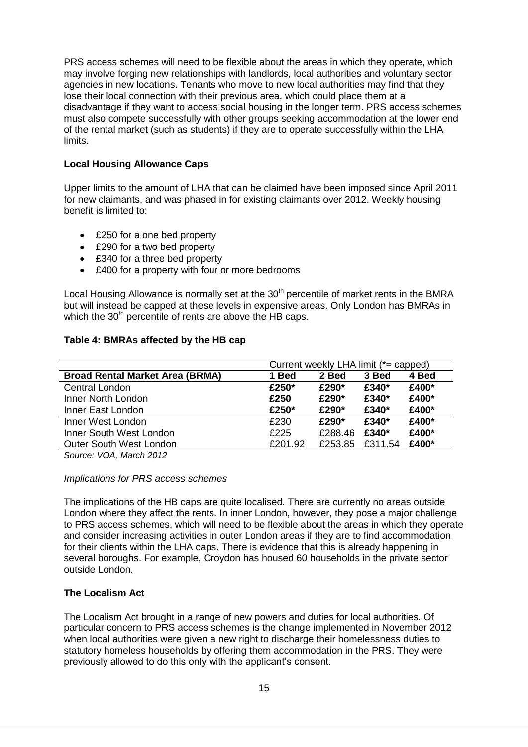PRS access schemes will need to be flexible about the areas in which they operate, which may involve forging new relationships with landlords, local authorities and voluntary sector agencies in new locations. Tenants who move to new local authorities may find that they lose their local connection with their previous area, which could place them at a disadvantage if they want to access social housing in the longer term. PRS access schemes must also compete successfully with other groups seeking accommodation at the lower end of the rental market (such as students) if they are to operate successfully within the LHA limits.

**Local Housing Allowance Caps**

Upper limits to the amount of LHA that can be claimed have been imposed since April 2011 for new claimants, and was phased in for existing claimants over 2012. Weekly housing benefit is limited to:

- £250 for a one bed property
- £290 for a two bed property
- £340 for a three bed property
- £400 for a property with four or more bedrooms

Local Housing Allowance is normally set at the 30th percentile of market rents in the BMRA but will instead be capped at these levels in expensive areas. Only London has BMRAs in which the 30th percentile of rents are above the HB caps.

**Table 4: BMRAs affected by the HB cap**

| | Current weekly LHA limit (*= capped) | | | |
|---|---|---|---|---|
| **Broad Rental Market Area (BRMA)** | **1 Bed** | **2 Bed** | **3 Bed** | **4 Bed** |
| Central London | **£250*** | **£290*** | **£340*** | **£400*** |
| Inner North London | **£250** | **£290*** | **£340*** | **£400*** |
| Inner East London | **£250*** | **£290*** | **£340*** | **£400*** |
| Inner West London | £230 | **£290*** | **£340*** | **£400*** |
| Inner South West London | £225 | £288.46 | **£340*** | **£400*** |
| Outer South West London | £201.92 | £253.85 | £311.54 | **£400*** |

*Source: VOA, March 2012*

*Implications for PRS access schemes*

The implications of the HB caps are quite localised. There are currently no areas outside London where they affect the rents. In inner London, however, they pose a major challenge to PRS access schemes, which will need to be flexible about the areas in which they operate and consider increasing activities in outer London areas if they are to find accommodation for their clients within the LHA caps. There is evidence that this is already happening in several boroughs. For example, Croydon has housed 60 households in the private sector outside London.

**The Localism Act**

The Localism Act brought in a range of new powers and duties for local authorities. Of particular concern to PRS access schemes is the change implemented in November 2012 when local authorities were given a new right to discharge their homelessness duties to statutory homeless households by offering them accommodation in the PRS. They were previously allowed to do this only with the applicant's consent.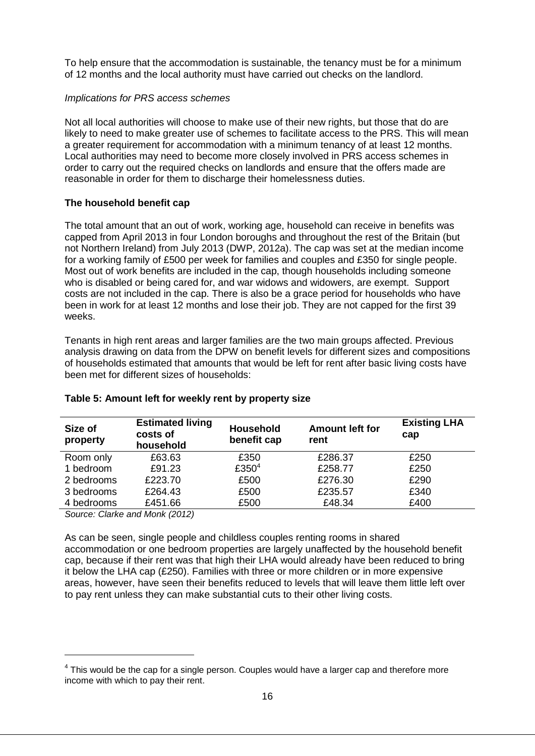To help ensure that the accommodation is sustainable, the tenancy must be for a minimum of 12 months and the local authority must have carried out checks on the landlord.

*Implications for PRS access schemes*

Not all local authorities will choose to make use of their new rights, but those that do are likely to need to make greater use of schemes to facilitate access to the PRS. This will mean a greater requirement for accommodation with a minimum tenancy of at least 12 months. Local authorities may need to become more closely involved in PRS access schemes in order to carry out the required checks on landlords and ensure that the offers made are reasonable in order for them to discharge their homelessness duties.

**The household benefit cap**

The total amount that an out of work, working age, household can receive in benefits was capped from April 2013 in four London boroughs and throughout the rest of the Britain (but not Northern Ireland) from July 2013 (DWP, 2012a). The cap was set at the median income for a working family of £500 per week for families and couples and £350 for single people. Most out of work benefits are included in the cap, though households including someone who is disabled or being cared for, and war widows and widowers, are exempt. Support costs are not included in the cap. There is also be a grace period for households who have been in work for at least 12 months and lose their job. They are not capped for the first 39 weeks.

Tenants in high rent areas and larger families are the two main groups affected. Previous analysis drawing on data from the DPW on benefit levels for different sizes and compositions of households estimated that amounts that would be left for rent after basic living costs have been met for different sizes of households:

**Table 5: Amount left for weekly rent by property size**

| Size of property | Estimated living costs of household | Household benefit cap | Amount left for rent | Existing LHA cap |
|---|---|---|---|---|
| Room only | £63.63 | £350 | £286.37 | £250 |
| 1 bedroom | £91.23 | £350[4] | £258.77 | £250 |
| 2 bedrooms | £223.70 | £500 | £276.30 | £290 |
| 3 bedrooms | £264.43 | £500 | £235.57 | £340 |
| 4 bedrooms | £451.66 | £500 | £48.34 | £400 |

*Source: Clarke and Monk (2012)*

As can be seen, single people and childless couples renting rooms in shared accommodation or one bedroom properties are largely unaffected by the household benefit cap, because if their rent was that high their LHA would already have been reduced to bring it below the LHA cap (£250). Families with three or more children or in more expensive areas, however, have seen their benefits reduced to levels that will leave them little left over to pay rent unless they can make substantial cuts to their other living costs.

[4] This would be the cap for a single person. Couples would have a larger cap and therefore more income with which to pay their rent.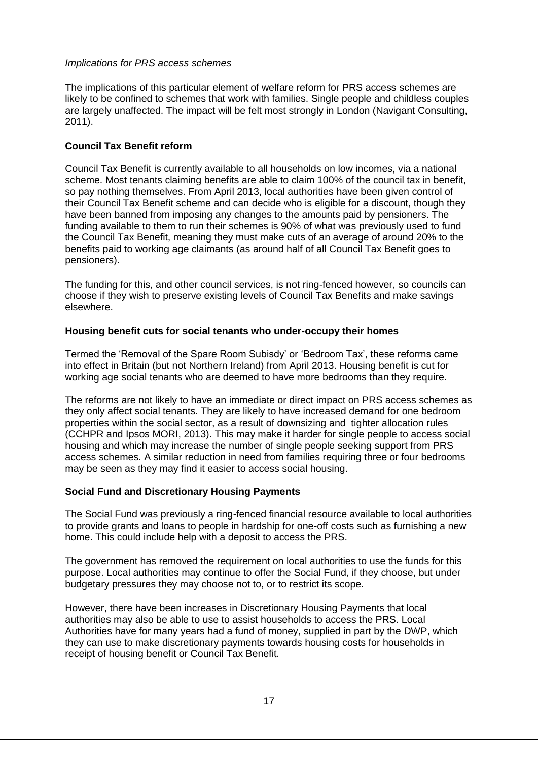*Implications for PRS access schemes*

The implications of this particular element of welfare reform for PRS access schemes are likely to be confined to schemes that work with families. Single people and childless couples are largely unaffected. The impact will be felt most strongly in London (Navigant Consulting, 2011).

**Council Tax Benefit reform**

Council Tax Benefit is currently available to all households on low incomes, via a national scheme. Most tenants claiming benefits are able to claim 100% of the council tax in benefit, so pay nothing themselves. From April 2013, local authorities have been given control of their Council Tax Benefit scheme and can decide who is eligible for a discount, though they have been banned from imposing any changes to the amounts paid by pensioners. The funding available to them to run their schemes is 90% of what was previously used to fund the Council Tax Benefit, meaning they must make cuts of an average of around 20% to the benefits paid to working age claimants (as around half of all Council Tax Benefit goes to pensioners).

The funding for this, and other council services, is not ring-fenced however, so councils can choose if they wish to preserve existing levels of Council Tax Benefits and make savings elsewhere.

**Housing benefit cuts for social tenants who under-occupy their homes**

Termed the 'Removal of the Spare Room Subisdy' or 'Bedroom Tax', these reforms came into effect in Britain (but not Northern Ireland) from April 2013. Housing benefit is cut for working age social tenants who are deemed to have more bedrooms than they require.

The reforms are not likely to have an immediate or direct impact on PRS access schemes as they only affect social tenants. They are likely to have increased demand for one bedroom properties within the social sector, as a result of downsizing and tighter allocation rules (CCHPR and Ipsos MORI, 2013). This may make it harder for single people to access social housing and which may increase the number of single people seeking support from PRS access schemes. A similar reduction in need from families requiring three or four bedrooms may be seen as they may find it easier to access social housing.

**Social Fund and Discretionary Housing Payments**

The Social Fund was previously a ring-fenced financial resource available to local authorities to provide grants and loans to people in hardship for one-off costs such as furnishing a new home. This could include help with a deposit to access the PRS.

The government has removed the requirement on local authorities to use the funds for this purpose. Local authorities may continue to offer the Social Fund, if they choose, but under budgetary pressures they may choose not to, or to restrict its scope.

However, there have been increases in Discretionary Housing Payments that local authorities may also be able to use to assist households to access the PRS. Local Authorities have for many years had a fund of money, supplied in part by the DWP, which they can use to make discretionary payments towards housing costs for households in receipt of housing benefit or Council Tax Benefit.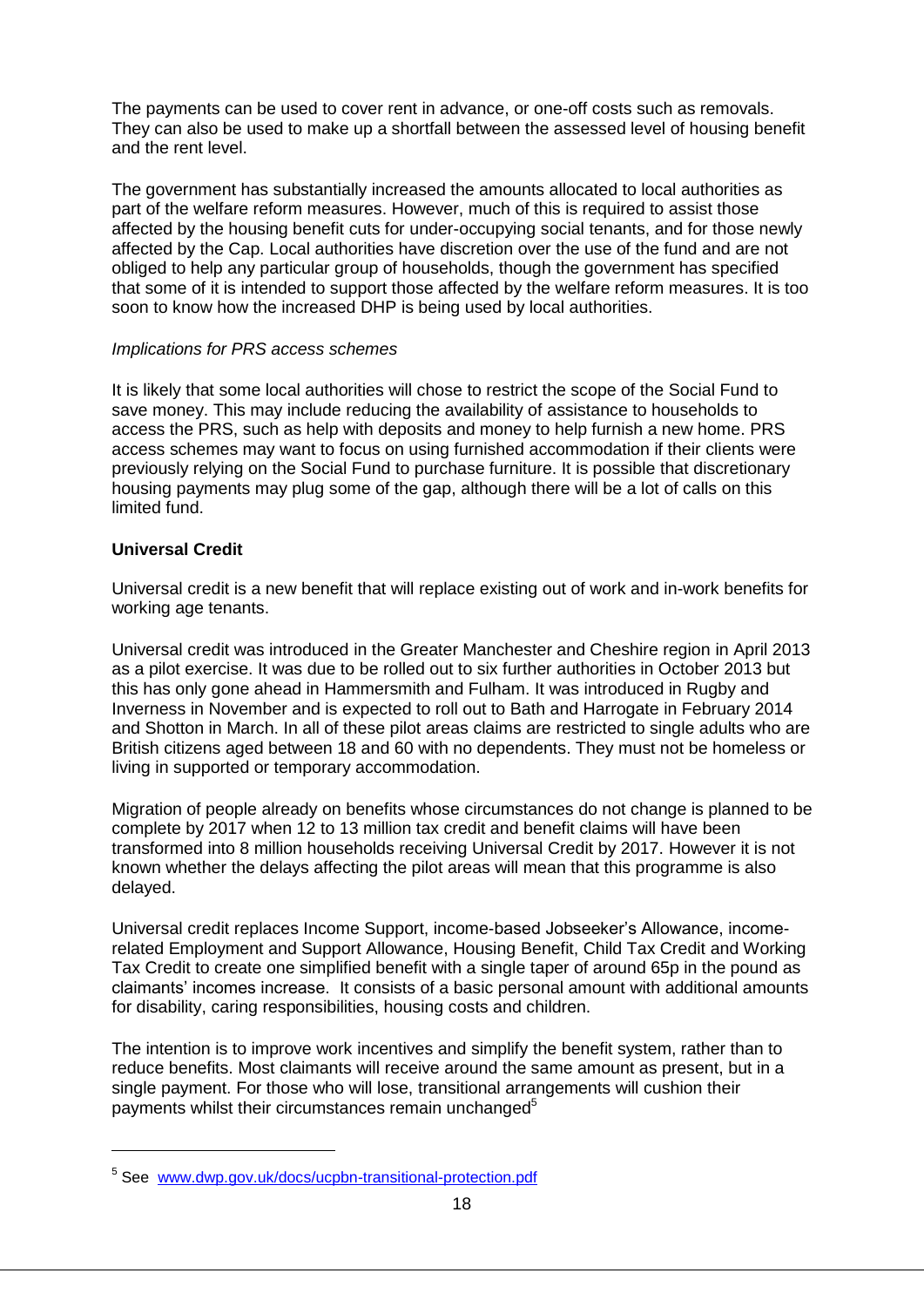The payments can be used to cover rent in advance, or one-off costs such as removals. They can also be used to make up a shortfall between the assessed level of housing benefit and the rent level.

The government has substantially increased the amounts allocated to local authorities as part of the welfare reform measures. However, much of this is required to assist those affected by the housing benefit cuts for under-occupying social tenants, and for those newly affected by the Cap. Local authorities have discretion over the use of the fund and are not obliged to help any particular group of households, though the government has specified that some of it is intended to support those affected by the welfare reform measures. It is too soon to know how the increased DHP is being used by local authorities.

*Implications for PRS access schemes*

It is likely that some local authorities will chose to restrict the scope of the Social Fund to save money. This may include reducing the availability of assistance to households to access the PRS, such as help with deposits and money to help furnish a new home. PRS access schemes may want to focus on using furnished accommodation if their clients were previously relying on the Social Fund to purchase furniture. It is possible that discretionary housing payments may plug some of the gap, although there will be a lot of calls on this limited fund.

**Universal Credit**

Universal credit is a new benefit that will replace existing out of work and in-work benefits for working age tenants.

Universal credit was introduced in the Greater Manchester and Cheshire region in April 2013 as a pilot exercise. It was due to be rolled out to six further authorities in October 2013 but this has only gone ahead in Hammersmith and Fulham. It was introduced in Rugby and Inverness in November and is expected to roll out to Bath and Harrogate in February 2014 and Shotton in March. In all of these pilot areas claims are restricted to single adults who are British citizens aged between 18 and 60 with no dependents. They must not be homeless or living in supported or temporary accommodation.

Migration of people already on benefits whose circumstances do not change is planned to be complete by 2017 when 12 to 13 million tax credit and benefit claims will have been transformed into 8 million households receiving Universal Credit by 2017. However it is not known whether the delays affecting the pilot areas will mean that this programme is also delayed.

Universal credit replaces Income Support, income-based Jobseeker's Allowance, income-related Employment and Support Allowance, Housing Benefit, Child Tax Credit and Working Tax Credit to create one simplified benefit with a single taper of around 65p in the pound as claimants' incomes increase. It consists of a basic personal amount with additional amounts for disability, caring responsibilities, housing costs and children.

The intention is to improve work incentives and simplify the benefit system, rather than to reduce benefits. Most claimants will receive around the same amount as present, but in a single payment. For those who will lose, transitional arrangements will cushion their payments whilst their circumstances remain unchanged[5]

---

[5] See www.dwp.gov.uk/docs/ucpbn-transitional-protection.pdf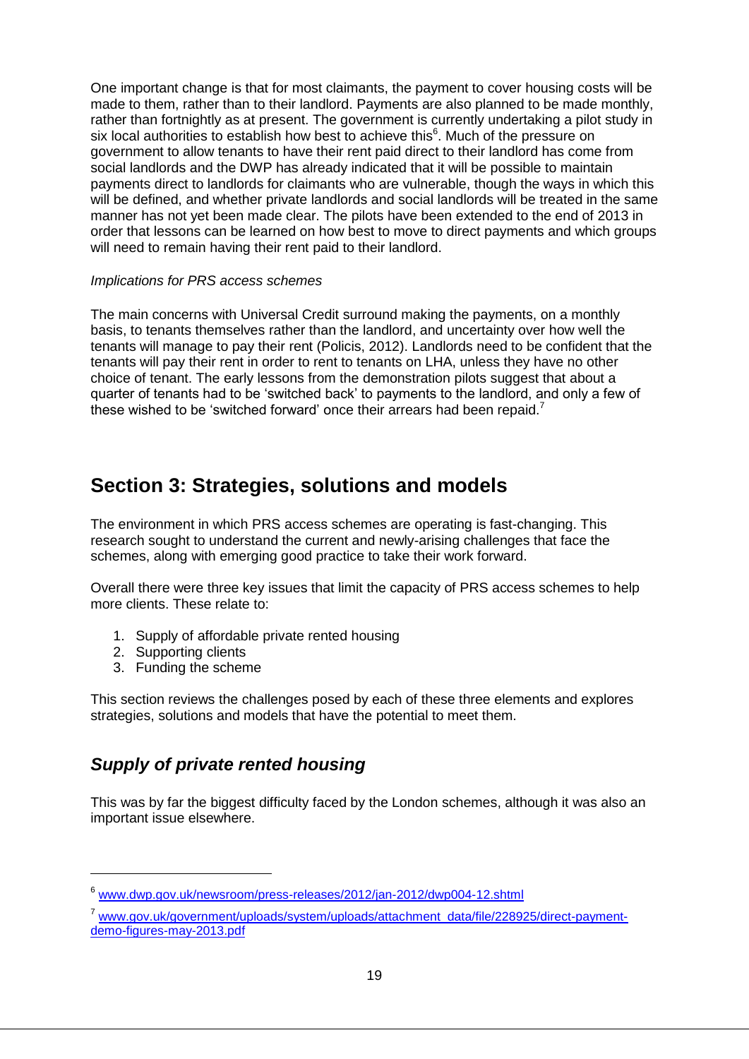One important change is that for most claimants, the payment to cover housing costs will be made to them, rather than to their landlord. Payments are also planned to be made monthly, rather than fortnightly as at present. The government is currently undertaking a pilot study in six local authorities to establish how best to achieve this[6]. Much of the pressure on government to allow tenants to have their rent paid direct to their landlord has come from social landlords and the DWP has already indicated that it will be possible to maintain payments direct to landlords for claimants who are vulnerable, though the ways in which this will be defined, and whether private landlords and social landlords will be treated in the same manner has not yet been made clear. The pilots have been extended to the end of 2013 in order that lessons can be learned on how best to move to direct payments and which groups will need to remain having their rent paid to their landlord.

*Implications for PRS access schemes*

The main concerns with Universal Credit surround making the payments, on a monthly basis, to tenants themselves rather than the landlord, and uncertainty over how well the tenants will manage to pay their rent (Policis, 2012). Landlords need to be confident that the tenants will pay their rent in order to rent to tenants on LHA, unless they have no other choice of tenant. The early lessons from the demonstration pilots suggest that about a quarter of tenants had to be 'switched back' to payments to the landlord, and only a few of these wished to be 'switched forward' once their arrears had been repaid.[7]

## Section 3: Strategies, solutions and models

The environment in which PRS access schemes are operating is fast-changing. This research sought to understand the current and newly-arising challenges that face the schemes, along with emerging good practice to take their work forward.

Overall there were three key issues that limit the capacity of PRS access schemes to help more clients. These relate to:

1. Supply of affordable private rented housing
2. Supporting clients
3. Funding the scheme

This section reviews the challenges posed by each of these three elements and explores strategies, solutions and models that have the potential to meet them.

### *Supply of private rented housing*

This was by far the biggest difficulty faced by the London schemes, although it was also an important issue elsewhere.

[6] www.dwp.gov.uk/newsroom/press-releases/2012/jan-2012/dwp004-12.shtml

[7] www.gov.uk/government/uploads/system/uploads/attachment_data/file/228925/direct-payment-demo-figures-may-2013.pdf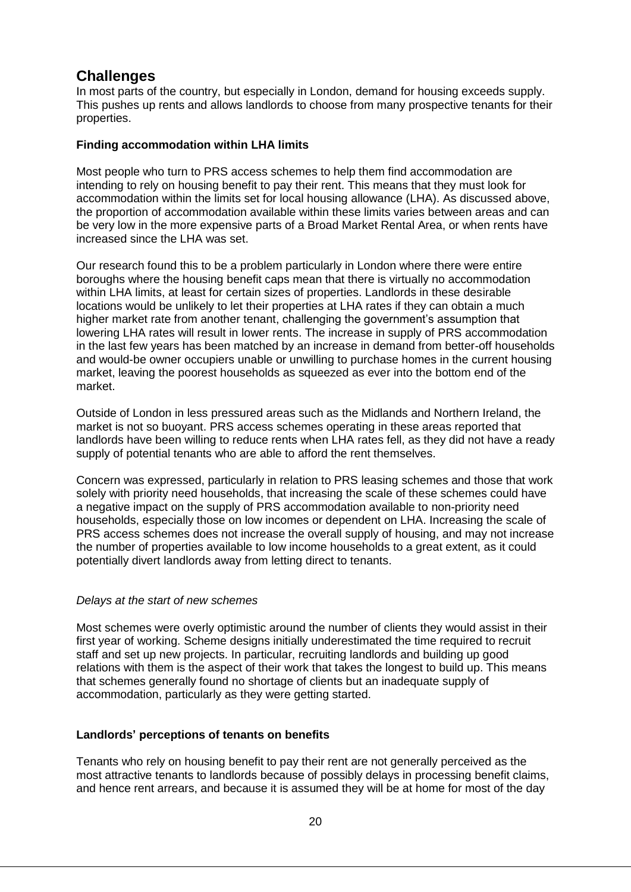## Challenges

In most parts of the country, but especially in London, demand for housing exceeds supply. This pushes up rents and allows landlords to choose from many prospective tenants for their properties.

### Finding accommodation within LHA limits

Most people who turn to PRS access schemes to help them find accommodation are intending to rely on housing benefit to pay their rent. This means that they must look for accommodation within the limits set for local housing allowance (LHA). As discussed above, the proportion of accommodation available within these limits varies between areas and can be very low in the more expensive parts of a Broad Market Rental Area, or when rents have increased since the LHA was set.

Our research found this to be a problem particularly in London where there were entire boroughs where the housing benefit caps mean that there is virtually no accommodation within LHA limits, at least for certain sizes of properties. Landlords in these desirable locations would be unlikely to let their properties at LHA rates if they can obtain a much higher market rate from another tenant, challenging the government's assumption that lowering LHA rates will result in lower rents. The increase in supply of PRS accommodation in the last few years has been matched by an increase in demand from better-off households and would-be owner occupiers unable or unwilling to purchase homes in the current housing market, leaving the poorest households as squeezed as ever into the bottom end of the market.

Outside of London in less pressured areas such as the Midlands and Northern Ireland, the market is not so buoyant. PRS access schemes operating in these areas reported that landlords have been willing to reduce rents when LHA rates fell, as they did not have a ready supply of potential tenants who are able to afford the rent themselves.

Concern was expressed, particularly in relation to PRS leasing schemes and those that work solely with priority need households, that increasing the scale of these schemes could have a negative impact on the supply of PRS accommodation available to non-priority need households, especially those on low incomes or dependent on LHA. Increasing the scale of PRS access schemes does not increase the overall supply of housing, and may not increase the number of properties available to low income households to a great extent, as it could potentially divert landlords away from letting direct to tenants.

#### *Delays at the start of new schemes*

Most schemes were overly optimistic around the number of clients they would assist in their first year of working. Scheme designs initially underestimated the time required to recruit staff and set up new projects. In particular, recruiting landlords and building up good relations with them is the aspect of their work that takes the longest to build up. This means that schemes generally found no shortage of clients but an inadequate supply of accommodation, particularly as they were getting started.

### Landlords' perceptions of tenants on benefits

Tenants who rely on housing benefit to pay their rent are not generally perceived as the most attractive tenants to landlords because of possibly delays in processing benefit claims, and hence rent arrears, and because it is assumed they will be at home for most of the day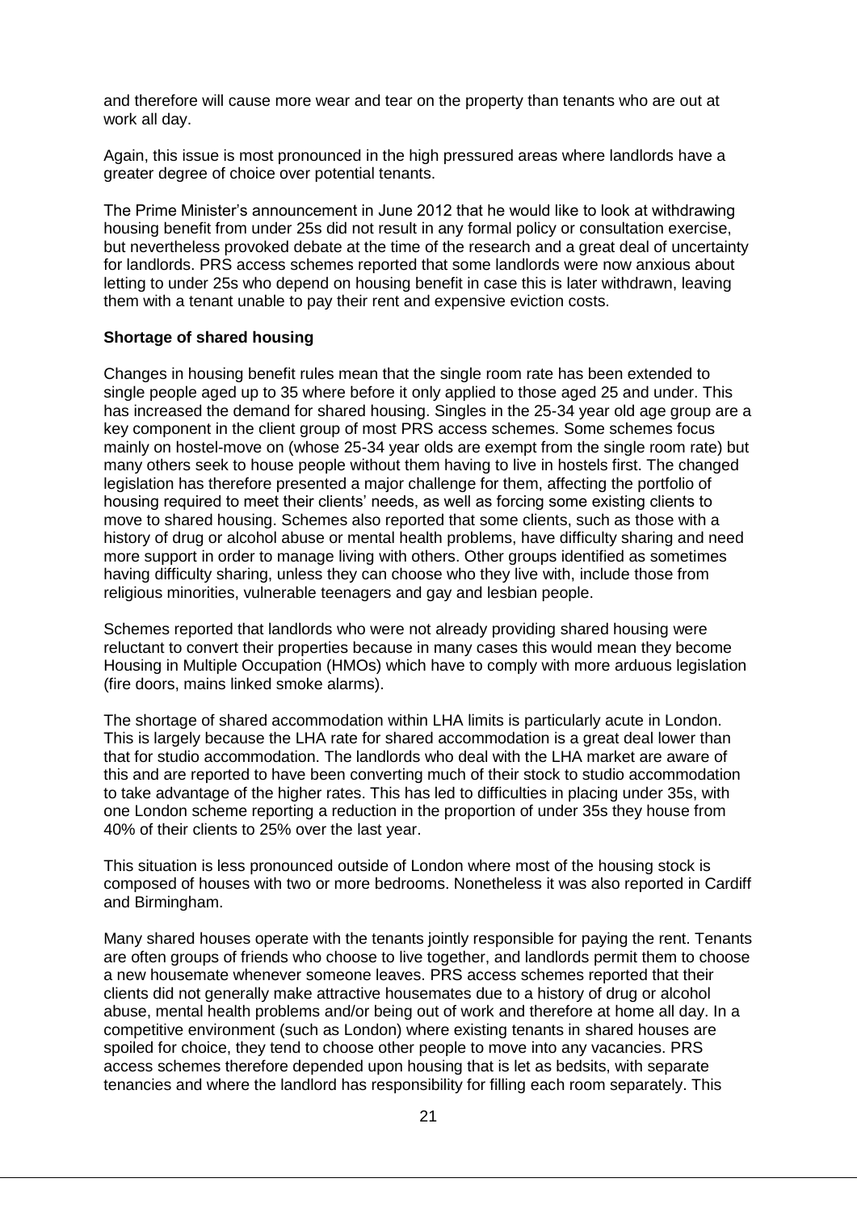and therefore will cause more wear and tear on the property than tenants who are out at work all day.

Again, this issue is most pronounced in the high pressured areas where landlords have a greater degree of choice over potential tenants.

The Prime Minister's announcement in June 2012 that he would like to look at withdrawing housing benefit from under 25s did not result in any formal policy or consultation exercise, but nevertheless provoked debate at the time of the research and a great deal of uncertainty for landlords. PRS access schemes reported that some landlords were now anxious about letting to under 25s who depend on housing benefit in case this is later withdrawn, leaving them with a tenant unable to pay their rent and expensive eviction costs.

**Shortage of shared housing**

Changes in housing benefit rules mean that the single room rate has been extended to single people aged up to 35 where before it only applied to those aged 25 and under. This has increased the demand for shared housing. Singles in the 25-34 year old age group are a key component in the client group of most PRS access schemes. Some schemes focus mainly on hostel-move on (whose 25-34 year olds are exempt from the single room rate) but many others seek to house people without them having to live in hostels first. The changed legislation has therefore presented a major challenge for them, affecting the portfolio of housing required to meet their clients' needs, as well as forcing some existing clients to move to shared housing. Schemes also reported that some clients, such as those with a history of drug or alcohol abuse or mental health problems, have difficulty sharing and need more support in order to manage living with others. Other groups identified as sometimes having difficulty sharing, unless they can choose who they live with, include those from religious minorities, vulnerable teenagers and gay and lesbian people.

Schemes reported that landlords who were not already providing shared housing were reluctant to convert their properties because in many cases this would mean they become Housing in Multiple Occupation (HMOs) which have to comply with more arduous legislation (fire doors, mains linked smoke alarms).

The shortage of shared accommodation within LHA limits is particularly acute in London. This is largely because the LHA rate for shared accommodation is a great deal lower than that for studio accommodation. The landlords who deal with the LHA market are aware of this and are reported to have been converting much of their stock to studio accommodation to take advantage of the higher rates. This has led to difficulties in placing under 35s, with one London scheme reporting a reduction in the proportion of under 35s they house from 40% of their clients to 25% over the last year.

This situation is less pronounced outside of London where most of the housing stock is composed of houses with two or more bedrooms. Nonetheless it was also reported in Cardiff and Birmingham.

Many shared houses operate with the tenants jointly responsible for paying the rent. Tenants are often groups of friends who choose to live together, and landlords permit them to choose a new housemate whenever someone leaves. PRS access schemes reported that their clients did not generally make attractive housemates due to a history of drug or alcohol abuse, mental health problems and/or being out of work and therefore at home all day. In a competitive environment (such as London) where existing tenants in shared houses are spoiled for choice, they tend to choose other people to move into any vacancies. PRS access schemes therefore depended upon housing that is let as bedsits, with separate tenancies and where the landlord has responsibility for filling each room separately. This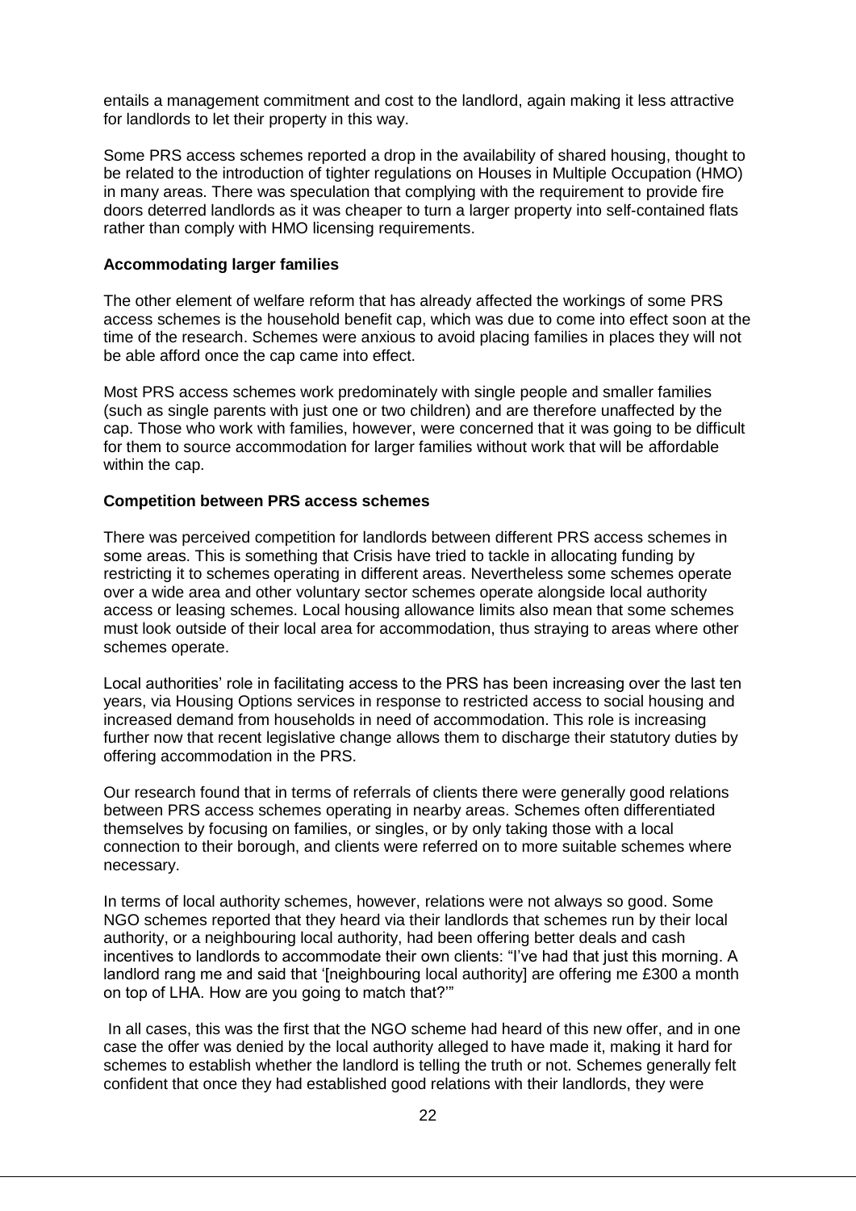entails a management commitment and cost to the landlord, again making it less attractive for landlords to let their property in this way.

Some PRS access schemes reported a drop in the availability of shared housing, thought to be related to the introduction of tighter regulations on Houses in Multiple Occupation (HMO) in many areas. There was speculation that complying with the requirement to provide fire doors deterred landlords as it was cheaper to turn a larger property into self-contained flats rather than comply with HMO licensing requirements.

**Accommodating larger families**

The other element of welfare reform that has already affected the workings of some PRS access schemes is the household benefit cap, which was due to come into effect soon at the time of the research. Schemes were anxious to avoid placing families in places they will not be able afford once the cap came into effect.

Most PRS access schemes work predominately with single people and smaller families (such as single parents with just one or two children) and are therefore unaffected by the cap. Those who work with families, however, were concerned that it was going to be difficult for them to source accommodation for larger families without work that will be affordable within the cap.

**Competition between PRS access schemes**

There was perceived competition for landlords between different PRS access schemes in some areas. This is something that Crisis have tried to tackle in allocating funding by restricting it to schemes operating in different areas. Nevertheless some schemes operate over a wide area and other voluntary sector schemes operate alongside local authority access or leasing schemes. Local housing allowance limits also mean that some schemes must look outside of their local area for accommodation, thus straying to areas where other schemes operate.

Local authorities' role in facilitating access to the PRS has been increasing over the last ten years, via Housing Options services in response to restricted access to social housing and increased demand from households in need of accommodation. This role is increasing further now that recent legislative change allows them to discharge their statutory duties by offering accommodation in the PRS.

Our research found that in terms of referrals of clients there were generally good relations between PRS access schemes operating in nearby areas. Schemes often differentiated themselves by focusing on families, or singles, or by only taking those with a local connection to their borough, and clients were referred on to more suitable schemes where necessary.

In terms of local authority schemes, however, relations were not always so good. Some NGO schemes reported that they heard via their landlords that schemes run by their local authority, or a neighbouring local authority, had been offering better deals and cash incentives to landlords to accommodate their own clients: "I've had that just this morning. A landlord rang me and said that '[neighbouring local authority] are offering me £300 a month on top of LHA. How are you going to match that?'"

In all cases, this was the first that the NGO scheme had heard of this new offer, and in one case the offer was denied by the local authority alleged to have made it, making it hard for schemes to establish whether the landlord is telling the truth or not. Schemes generally felt confident that once they had established good relations with their landlords, they were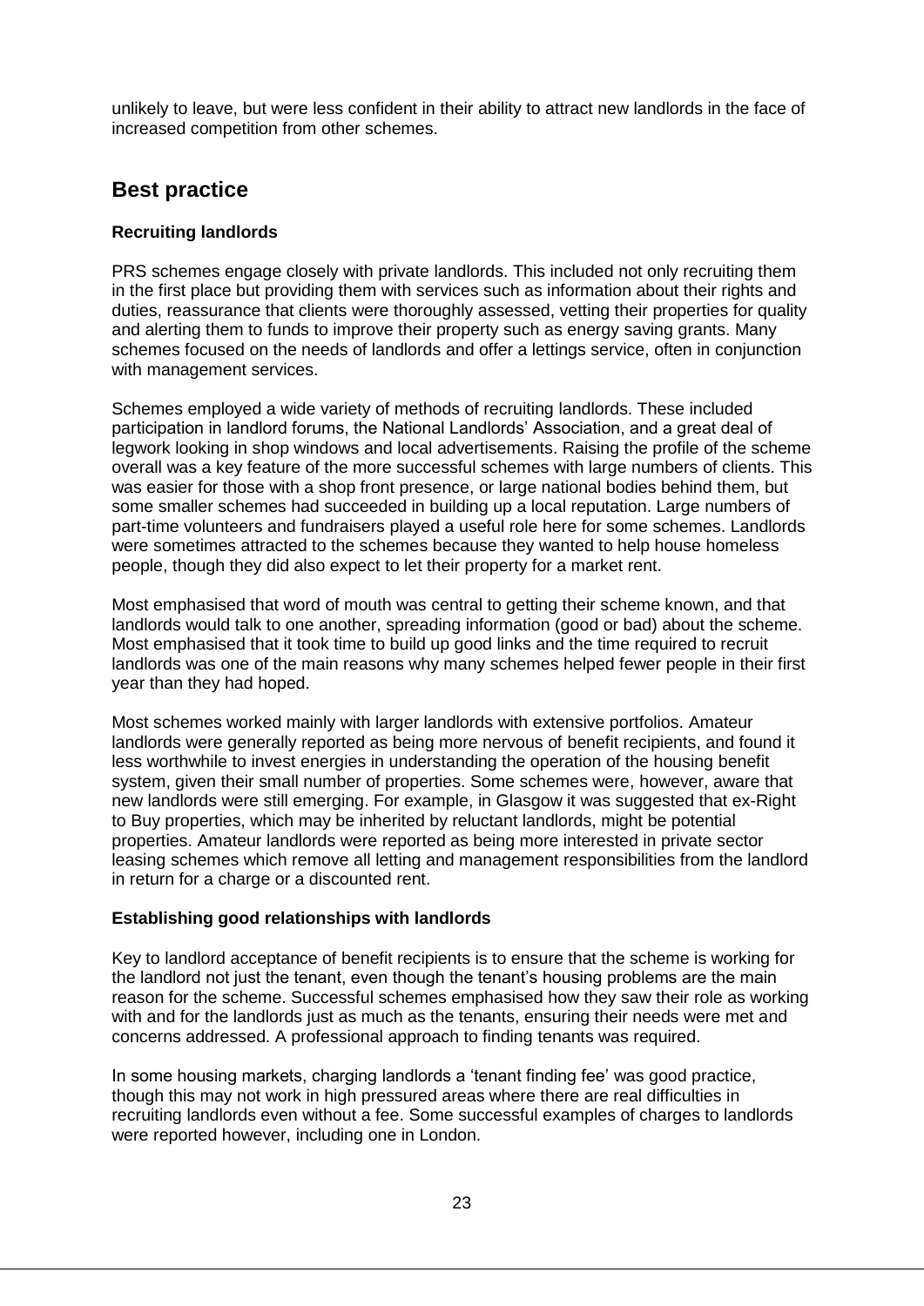unlikely to leave, but were less confident in their ability to attract new landlords in the face of increased competition from other schemes.

## Best practice

### Recruiting landlords

PRS schemes engage closely with private landlords. This included not only recruiting them in the first place but providing them with services such as information about their rights and duties, reassurance that clients were thoroughly assessed, vetting their properties for quality and alerting them to funds to improve their property such as energy saving grants. Many schemes focused on the needs of landlords and offer a lettings service, often in conjunction with management services.

Schemes employed a wide variety of methods of recruiting landlords. These included participation in landlord forums, the National Landlords' Association, and a great deal of legwork looking in shop windows and local advertisements. Raising the profile of the scheme overall was a key feature of the more successful schemes with large numbers of clients. This was easier for those with a shop front presence, or large national bodies behind them, but some smaller schemes had succeeded in building up a local reputation. Large numbers of part-time volunteers and fundraisers played a useful role here for some schemes. Landlords were sometimes attracted to the schemes because they wanted to help house homeless people, though they did also expect to let their property for a market rent.

Most emphasised that word of mouth was central to getting their scheme known, and that landlords would talk to one another, spreading information (good or bad) about the scheme. Most emphasised that it took time to build up good links and the time required to recruit landlords was one of the main reasons why many schemes helped fewer people in their first year than they had hoped.

Most schemes worked mainly with larger landlords with extensive portfolios. Amateur landlords were generally reported as being more nervous of benefit recipients, and found it less worthwhile to invest energies in understanding the operation of the housing benefit system, given their small number of properties. Some schemes were, however, aware that new landlords were still emerging. For example, in Glasgow it was suggested that ex-Right to Buy properties, which may be inherited by reluctant landlords, might be potential properties. Amateur landlords were reported as being more interested in private sector leasing schemes which remove all letting and management responsibilities from the landlord in return for a charge or a discounted rent.

### Establishing good relationships with landlords

Key to landlord acceptance of benefit recipients is to ensure that the scheme is working for the landlord not just the tenant, even though the tenant's housing problems are the main reason for the scheme. Successful schemes emphasised how they saw their role as working with and for the landlords just as much as the tenants, ensuring their needs were met and concerns addressed. A professional approach to finding tenants was required.

In some housing markets, charging landlords a 'tenant finding fee' was good practice, though this may not work in high pressured areas where there are real difficulties in recruiting landlords even without a fee. Some successful examples of charges to landlords were reported however, including one in London.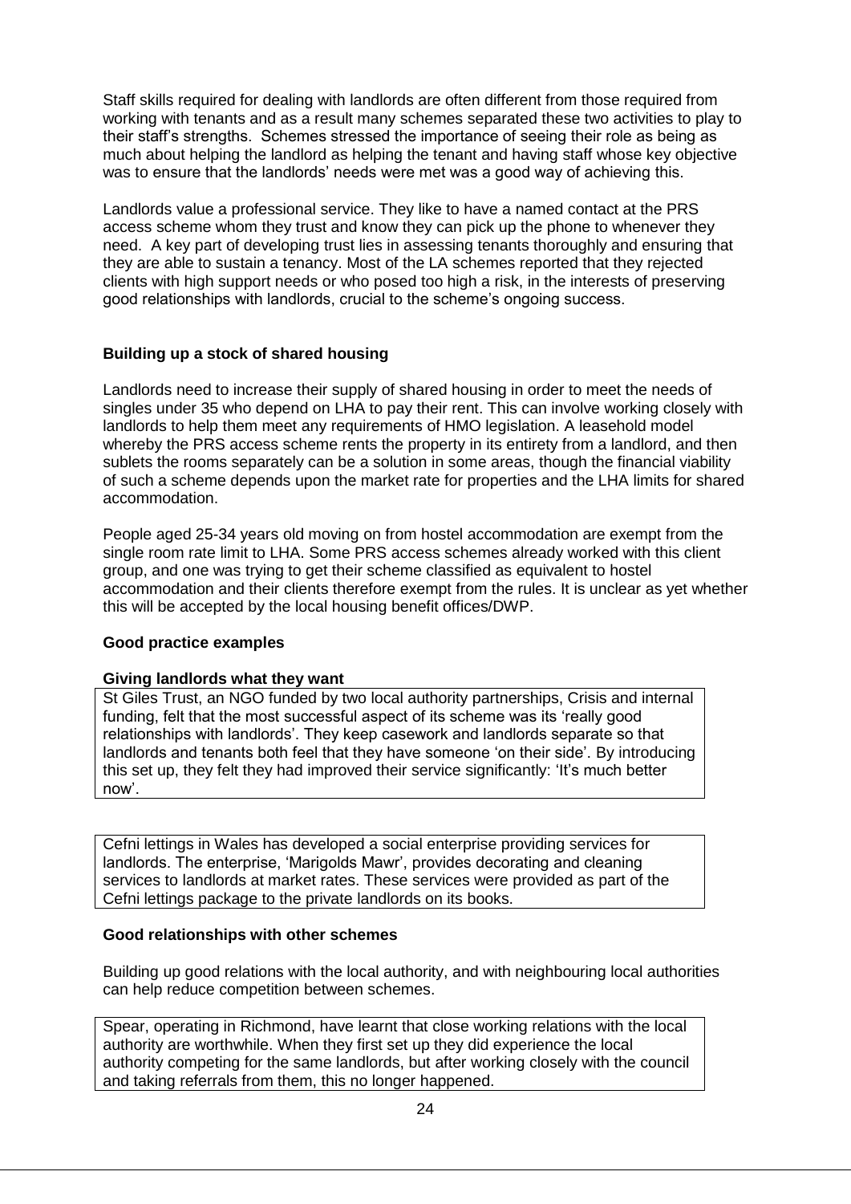Staff skills required for dealing with landlords are often different from those required from working with tenants and as a result many schemes separated these two activities to play to their staff's strengths. Schemes stressed the importance of seeing their role as being as much about helping the landlord as helping the tenant and having staff whose key objective was to ensure that the landlords' needs were met was a good way of achieving this.

Landlords value a professional service. They like to have a named contact at the PRS access scheme whom they trust and know they can pick up the phone to whenever they need. A key part of developing trust lies in assessing tenants thoroughly and ensuring that they are able to sustain a tenancy. Most of the LA schemes reported that they rejected clients with high support needs or who posed too high a risk, in the interests of preserving good relationships with landlords, crucial to the scheme's ongoing success.

**Building up a stock of shared housing**

Landlords need to increase their supply of shared housing in order to meet the needs of singles under 35 who depend on LHA to pay their rent. This can involve working closely with landlords to help them meet any requirements of HMO legislation. A leasehold model whereby the PRS access scheme rents the property in its entirety from a landlord, and then sublets the rooms separately can be a solution in some areas, though the financial viability of such a scheme depends upon the market rate for properties and the LHA limits for shared accommodation.

People aged 25-34 years old moving on from hostel accommodation are exempt from the single room rate limit to LHA. Some PRS access schemes already worked with this client group, and one was trying to get their scheme classified as equivalent to hostel accommodation and their clients therefore exempt from the rules. It is unclear as yet whether this will be accepted by the local housing benefit offices/DWP.

**Good practice examples**

**Giving landlords what they want**

St Giles Trust, an NGO funded by two local authority partnerships, Crisis and internal funding, felt that the most successful aspect of its scheme was its 'really good relationships with landlords'. They keep casework and landlords separate so that landlords and tenants both feel that they have someone 'on their side'. By introducing this set up, they felt they had improved their service significantly: 'It's much better now'.

Cefni lettings in Wales has developed a social enterprise providing services for landlords. The enterprise, 'Marigolds Mawr', provides decorating and cleaning services to landlords at market rates. These services were provided as part of the Cefni lettings package to the private landlords on its books.

**Good relationships with other schemes**

Building up good relations with the local authority, and with neighbouring local authorities can help reduce competition between schemes.

Spear, operating in Richmond, have learnt that close working relations with the local authority are worthwhile. When they first set up they did experience the local authority competing for the same landlords, but after working closely with the council and taking referrals from them, this no longer happened.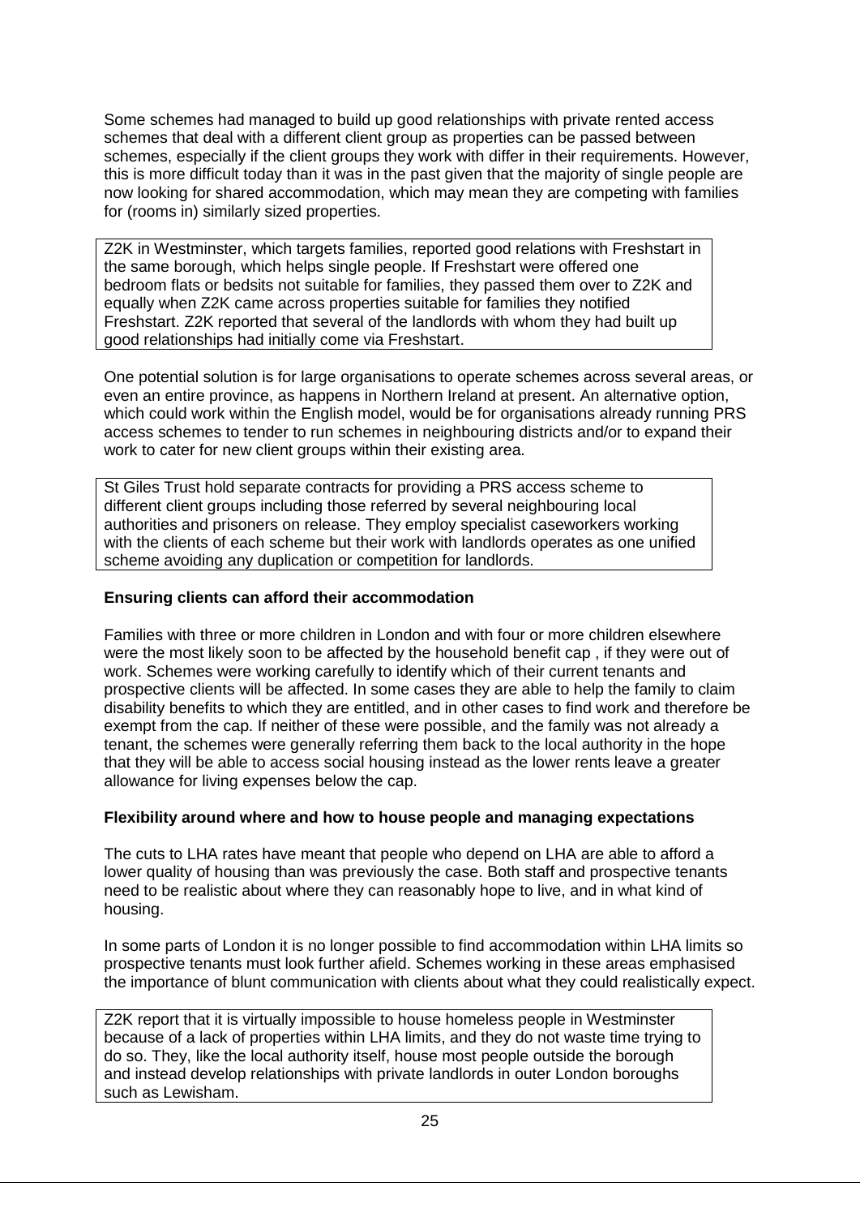Some schemes had managed to build up good relationships with private rented access schemes that deal with a different client group as properties can be passed between schemes, especially if the client groups they work with differ in their requirements. However, this is more difficult today than it was in the past given that the majority of single people are now looking for shared accommodation, which may mean they are competing with families for (rooms in) similarly sized properties.

> Z2K in Westminster, which targets families, reported good relations with Freshstart in the same borough, which helps single people. If Freshstart were offered one bedroom flats or bedsits not suitable for families, they passed them over to Z2K and equally when Z2K came across properties suitable for families they notified Freshstart. Z2K reported that several of the landlords with whom they had built up good relationships had initially come via Freshstart.

One potential solution is for large organisations to operate schemes across several areas, or even an entire province, as happens in Northern Ireland at present. An alternative option, which could work within the English model, would be for organisations already running PRS access schemes to tender to run schemes in neighbouring districts and/or to expand their work to cater for new client groups within their existing area.

> St Giles Trust hold separate contracts for providing a PRS access scheme to different client groups including those referred by several neighbouring local authorities and prisoners on release. They employ specialist caseworkers working with the clients of each scheme but their work with landlords operates as one unified scheme avoiding any duplication or competition for landlords.

**Ensuring clients can afford their accommodation**

Families with three or more children in London and with four or more children elsewhere were the most likely soon to be affected by the household benefit cap , if they were out of work. Schemes were working carefully to identify which of their current tenants and prospective clients will be affected. In some cases they are able to help the family to claim disability benefits to which they are entitled, and in other cases to find work and therefore be exempt from the cap. If neither of these were possible, and the family was not already a tenant, the schemes were generally referring them back to the local authority in the hope that they will be able to access social housing instead as the lower rents leave a greater allowance for living expenses below the cap.

**Flexibility around where and how to house people and managing expectations**

The cuts to LHA rates have meant that people who depend on LHA are able to afford a lower quality of housing than was previously the case. Both staff and prospective tenants need to be realistic about where they can reasonably hope to live, and in what kind of housing.

In some parts of London it is no longer possible to find accommodation within LHA limits so prospective tenants must look further afield. Schemes working in these areas emphasised the importance of blunt communication with clients about what they could realistically expect.

> Z2K report that it is virtually impossible to house homeless people in Westminster because of a lack of properties within LHA limits, and they do not waste time trying to do so. They, like the local authority itself, house most people outside the borough and instead develop relationships with private landlords in outer London boroughs such as Lewisham.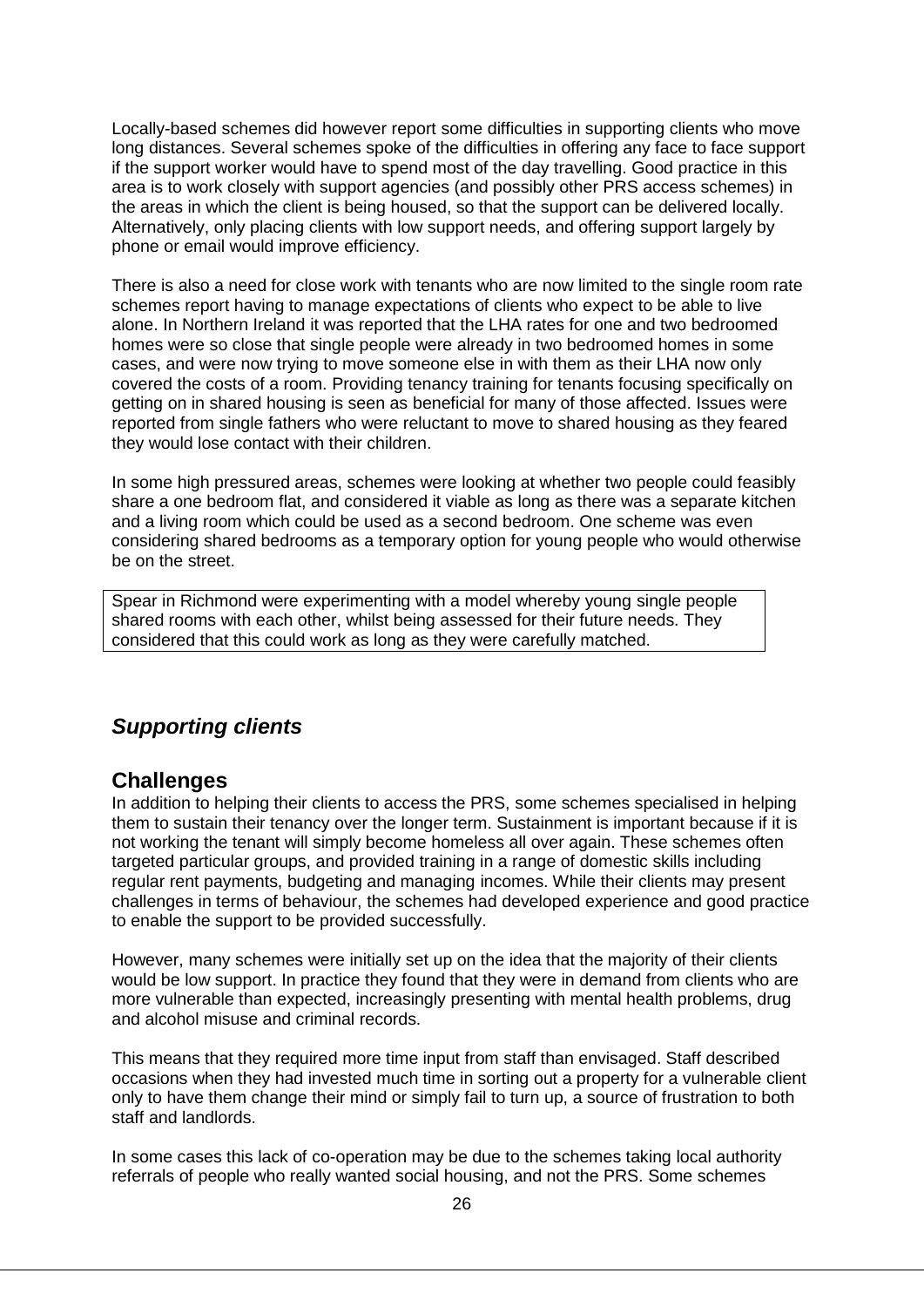Locally-based schemes did however report some difficulties in supporting clients who move long distances. Several schemes spoke of the difficulties in offering any face to face support if the support worker would have to spend most of the day travelling. Good practice in this area is to work closely with support agencies (and possibly other PRS access schemes) in the areas in which the client is being housed, so that the support can be delivered locally. Alternatively, only placing clients with low support needs, and offering support largely by phone or email would improve efficiency.

There is also a need for close work with tenants who are now limited to the single room rate schemes report having to manage expectations of clients who expect to be able to live alone. In Northern Ireland it was reported that the LHA rates for one and two bedroomed homes were so close that single people were already in two bedroomed homes in some cases, and were now trying to move someone else in with them as their LHA now only covered the costs of a room. Providing tenancy training for tenants focusing specifically on getting on in shared housing is seen as beneficial for many of those affected. Issues were reported from single fathers who were reluctant to move to shared housing as they feared they would lose contact with their children.

In some high pressured areas, schemes were looking at whether two people could feasibly share a one bedroom flat, and considered it viable as long as there was a separate kitchen and a living room which could be used as a second bedroom. One scheme was even considering shared bedrooms as a temporary option for young people who would otherwise be on the street.

> Spear in Richmond were experimenting with a model whereby young single people shared rooms with each other, whilst being assessed for their future needs. They considered that this could work as long as they were carefully matched.

## *Supporting clients*

### Challenges

In addition to helping their clients to access the PRS, some schemes specialised in helping them to sustain their tenancy over the longer term. Sustainment is important because if it is not working the tenant will simply become homeless all over again. These schemes often targeted particular groups, and provided training in a range of domestic skills including regular rent payments, budgeting and managing incomes. While their clients may present challenges in terms of behaviour, the schemes had developed experience and good practice to enable the support to be provided successfully.

However, many schemes were initially set up on the idea that the majority of their clients would be low support. In practice they found that they were in demand from clients who are more vulnerable than expected, increasingly presenting with mental health problems, drug and alcohol misuse and criminal records.

This means that they required more time input from staff than envisaged. Staff described occasions when they had invested much time in sorting out a property for a vulnerable client only to have them change their mind or simply fail to turn up, a source of frustration to both staff and landlords.

In some cases this lack of co-operation may be due to the schemes taking local authority referrals of people who really wanted social housing, and not the PRS. Some schemes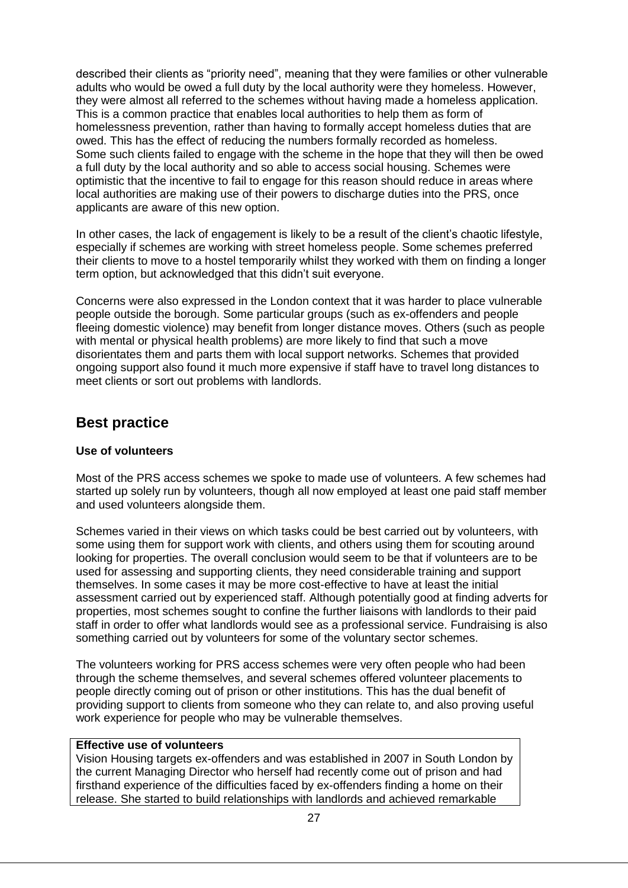described their clients as "priority need", meaning that they were families or other vulnerable adults who would be owed a full duty by the local authority were they homeless. However, they were almost all referred to the schemes without having made a homeless application. This is a common practice that enables local authorities to help them as form of homelessness prevention, rather than having to formally accept homeless duties that are owed. This has the effect of reducing the numbers formally recorded as homeless. Some such clients failed to engage with the scheme in the hope that they will then be owed a full duty by the local authority and so able to access social housing. Schemes were optimistic that the incentive to fail to engage for this reason should reduce in areas where local authorities are making use of their powers to discharge duties into the PRS, once applicants are aware of this new option.

In other cases, the lack of engagement is likely to be a result of the client's chaotic lifestyle, especially if schemes are working with street homeless people. Some schemes preferred their clients to move to a hostel temporarily whilst they worked with them on finding a longer term option, but acknowledged that this didn't suit everyone.

Concerns were also expressed in the London context that it was harder to place vulnerable people outside the borough. Some particular groups (such as ex-offenders and people fleeing domestic violence) may benefit from longer distance moves. Others (such as people with mental or physical health problems) are more likely to find that such a move disorientates them and parts them with local support networks. Schemes that provided ongoing support also found it much more expensive if staff have to travel long distances to meet clients or sort out problems with landlords.

## Best practice

**Use of volunteers**

Most of the PRS access schemes we spoke to made use of volunteers. A few schemes had started up solely run by volunteers, though all now employed at least one paid staff member and used volunteers alongside them.

Schemes varied in their views on which tasks could be best carried out by volunteers, with some using them for support work with clients, and others using them for scouting around looking for properties. The overall conclusion would seem to be that if volunteers are to be used for assessing and supporting clients, they need considerable training and support themselves. In some cases it may be more cost-effective to have at least the initial assessment carried out by experienced staff. Although potentially good at finding adverts for properties, most schemes sought to confine the further liaisons with landlords to their paid staff in order to offer what landlords would see as a professional service. Fundraising is also something carried out by volunteers for some of the voluntary sector schemes.

The volunteers working for PRS access schemes were very often people who had been through the scheme themselves, and several schemes offered volunteer placements to people directly coming out of prison or other institutions. This has the dual benefit of providing support to clients from someone who they can relate to, and also proving useful work experience for people who may be vulnerable themselves.

**Effective use of volunteers**

Vision Housing targets ex-offenders and was established in 2007 in South London by the current Managing Director who herself had recently come out of prison and had firsthand experience of the difficulties faced by ex-offenders finding a home on their release. She started to build relationships with landlords and achieved remarkable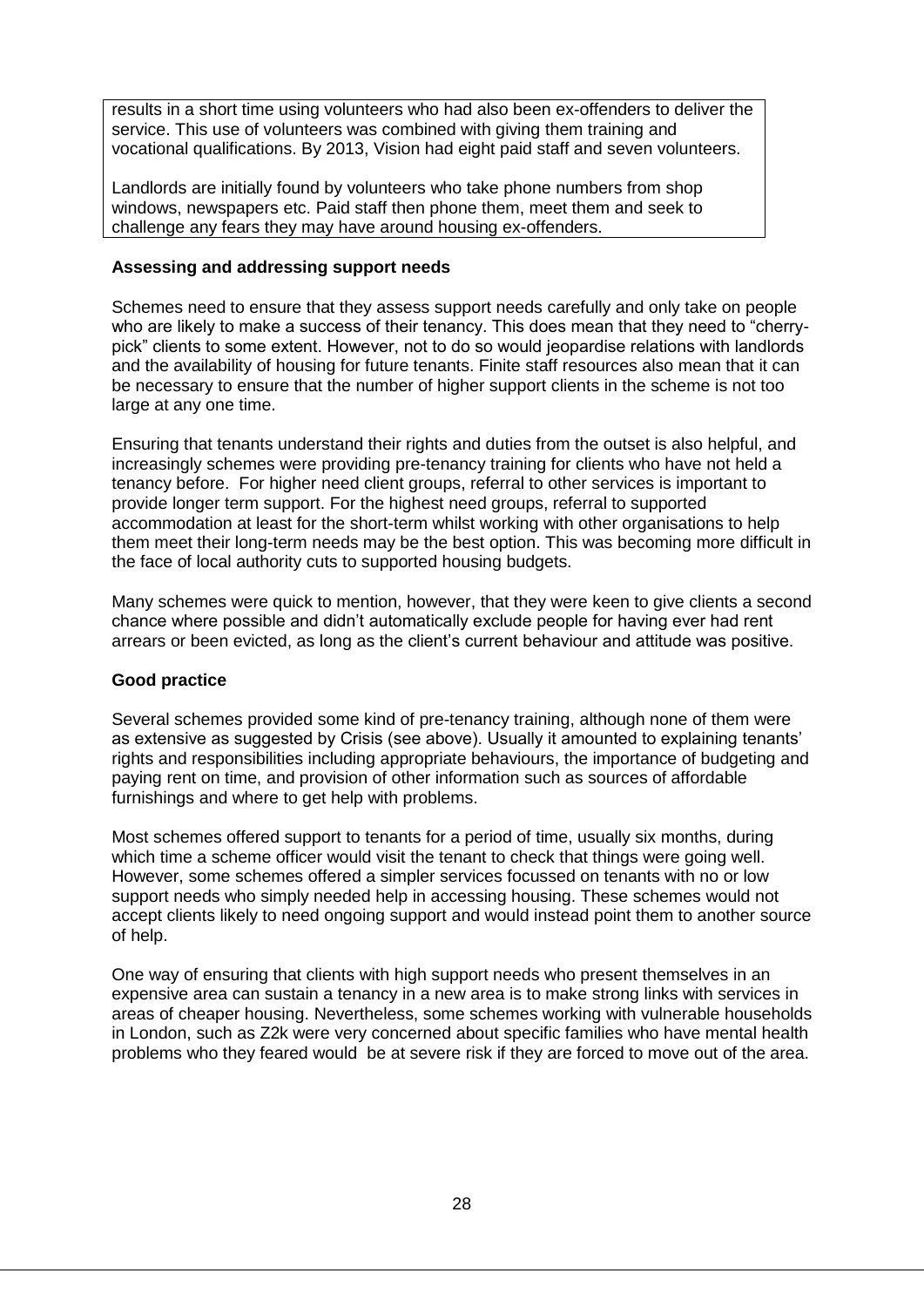results in a short time using volunteers who had also been ex-offenders to deliver the service. This use of volunteers was combined with giving them training and vocational qualifications. By 2013, Vision had eight paid staff and seven volunteers.

Landlords are initially found by volunteers who take phone numbers from shop windows, newspapers etc. Paid staff then phone them, meet them and seek to challenge any fears they may have around housing ex-offenders.

**Assessing and addressing support needs**

Schemes need to ensure that they assess support needs carefully and only take on people who are likely to make a success of their tenancy. This does mean that they need to “cherry-pick” clients to some extent. However, not to do so would jeopardise relations with landlords and the availability of housing for future tenants. Finite staff resources also mean that it can be necessary to ensure that the number of higher support clients in the scheme is not too large at any one time.

Ensuring that tenants understand their rights and duties from the outset is also helpful, and increasingly schemes were providing pre-tenancy training for clients who have not held a tenancy before. For higher need client groups, referral to other services is important to provide longer term support. For the highest need groups, referral to supported accommodation at least for the short-term whilst working with other organisations to help them meet their long-term needs may be the best option. This was becoming more difficult in the face of local authority cuts to supported housing budgets.

Many schemes were quick to mention, however, that they were keen to give clients a second chance where possible and didn’t automatically exclude people for having ever had rent arrears or been evicted, as long as the client’s current behaviour and attitude was positive.

**Good practice**

Several schemes provided some kind of pre-tenancy training, although none of them were as extensive as suggested by Crisis (see above). Usually it amounted to explaining tenants’ rights and responsibilities including appropriate behaviours, the importance of budgeting and paying rent on time, and provision of other information such as sources of affordable furnishings and where to get help with problems.

Most schemes offered support to tenants for a period of time, usually six months, during which time a scheme officer would visit the tenant to check that things were going well. However, some schemes offered a simpler services focussed on tenants with no or low support needs who simply needed help in accessing housing. These schemes would not accept clients likely to need ongoing support and would instead point them to another source of help.

One way of ensuring that clients with high support needs who present themselves in an expensive area can sustain a tenancy in a new area is to make strong links with services in areas of cheaper housing. Nevertheless, some schemes working with vulnerable households in London, such as Z2k were very concerned about specific families who have mental health problems who they feared would be at severe risk if they are forced to move out of the area.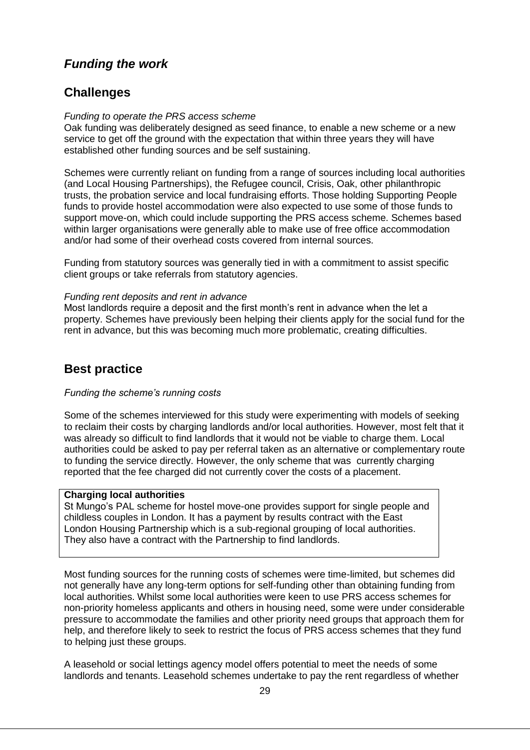## *Funding the work*

## Challenges

*Funding to operate the PRS access scheme*

Oak funding was deliberately designed as seed finance, to enable a new scheme or a new service to get off the ground with the expectation that within three years they will have established other funding sources and be self sustaining.

Schemes were currently reliant on funding from a range of sources including local authorities (and Local Housing Partnerships), the Refugee council, Crisis, Oak, other philanthropic trusts, the probation service and local fundraising efforts. Those holding Supporting People funds to provide hostel accommodation were also expected to use some of those funds to support move-on, which could include supporting the PRS access scheme. Schemes based within larger organisations were generally able to make use of free office accommodation and/or had some of their overhead costs covered from internal sources.

Funding from statutory sources was generally tied in with a commitment to assist specific client groups or take referrals from statutory agencies.

*Funding rent deposits and rent in advance*

Most landlords require a deposit and the first month's rent in advance when the let a property. Schemes have previously been helping their clients apply for the social fund for the rent in advance, but this was becoming much more problematic, creating difficulties.

## Best practice

*Funding the scheme's running costs*

Some of the schemes interviewed for this study were experimenting with models of seeking to reclaim their costs by charging landlords and/or local authorities. However, most felt that it was already so difficult to find landlords that it would not be viable to charge them. Local authorities could be asked to pay per referral taken as an alternative or complementary route to funding the service directly. However, the only scheme that was currently charging reported that the fee charged did not currently cover the costs of a placement.

**Charging local authorities**
St Mungo's PAL scheme for hostel move-one provides support for single people and childless couples in London. It has a payment by results contract with the East London Housing Partnership which is a sub-regional grouping of local authorities. They also have a contract with the Partnership to find landlords.

Most funding sources for the running costs of schemes were time-limited, but schemes did not generally have any long-term options for self-funding other than obtaining funding from local authorities. Whilst some local authorities were keen to use PRS access schemes for non-priority homeless applicants and others in housing need, some were under considerable pressure to accommodate the families and other priority need groups that approach them for help, and therefore likely to seek to restrict the focus of PRS access schemes that they fund to helping just these groups.

A leasehold or social lettings agency model offers potential to meet the needs of some landlords and tenants. Leasehold schemes undertake to pay the rent regardless of whether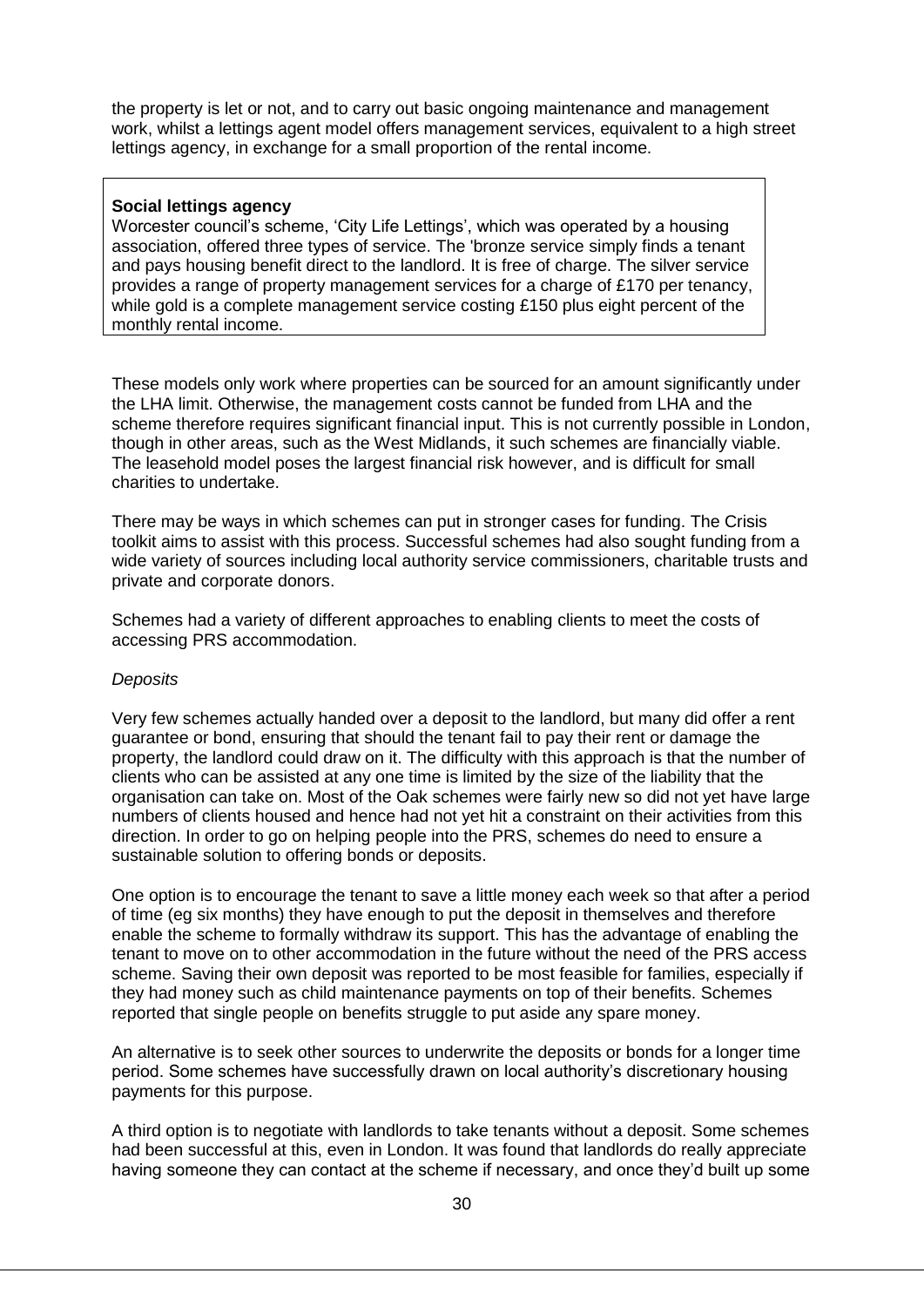the property is let or not, and to carry out basic ongoing maintenance and management work, whilst a lettings agent model offers management services, equivalent to a high street lettings agency, in exchange for a small proportion of the rental income.

> **Social lettings agency**
> Worcester council's scheme, 'City Life Lettings', which was operated by a housing association, offered three types of service. The 'bronze service simply finds a tenant and pays housing benefit direct to the landlord. It is free of charge. The silver service provides a range of property management services for a charge of £170 per tenancy, while gold is a complete management service costing £150 plus eight percent of the monthly rental income.

These models only work where properties can be sourced for an amount significantly under the LHA limit. Otherwise, the management costs cannot be funded from LHA and the scheme therefore requires significant financial input. This is not currently possible in London, though in other areas, such as the West Midlands, it such schemes are financially viable. The leasehold model poses the largest financial risk however, and is difficult for small charities to undertake.

There may be ways in which schemes can put in stronger cases for funding. The Crisis toolkit aims to assist with this process. Successful schemes had also sought funding from a wide variety of sources including local authority service commissioners, charitable trusts and private and corporate donors.

Schemes had a variety of different approaches to enabling clients to meet the costs of accessing PRS accommodation.

*Deposits*

Very few schemes actually handed over a deposit to the landlord, but many did offer a rent guarantee or bond, ensuring that should the tenant fail to pay their rent or damage the property, the landlord could draw on it. The difficulty with this approach is that the number of clients who can be assisted at any one time is limited by the size of the liability that the organisation can take on. Most of the Oak schemes were fairly new so did not yet have large numbers of clients housed and hence had not yet hit a constraint on their activities from this direction. In order to go on helping people into the PRS, schemes do need to ensure a sustainable solution to offering bonds or deposits.

One option is to encourage the tenant to save a little money each week so that after a period of time (eg six months) they have enough to put the deposit in themselves and therefore enable the scheme to formally withdraw its support. This has the advantage of enabling the tenant to move on to other accommodation in the future without the need of the PRS access scheme. Saving their own deposit was reported to be most feasible for families, especially if they had money such as child maintenance payments on top of their benefits. Schemes reported that single people on benefits struggle to put aside any spare money.

An alternative is to seek other sources to underwrite the deposits or bonds for a longer time period. Some schemes have successfully drawn on local authority's discretionary housing payments for this purpose.

A third option is to negotiate with landlords to take tenants without a deposit. Some schemes had been successful at this, even in London. It was found that landlords do really appreciate having someone they can contact at the scheme if necessary, and once they'd built up some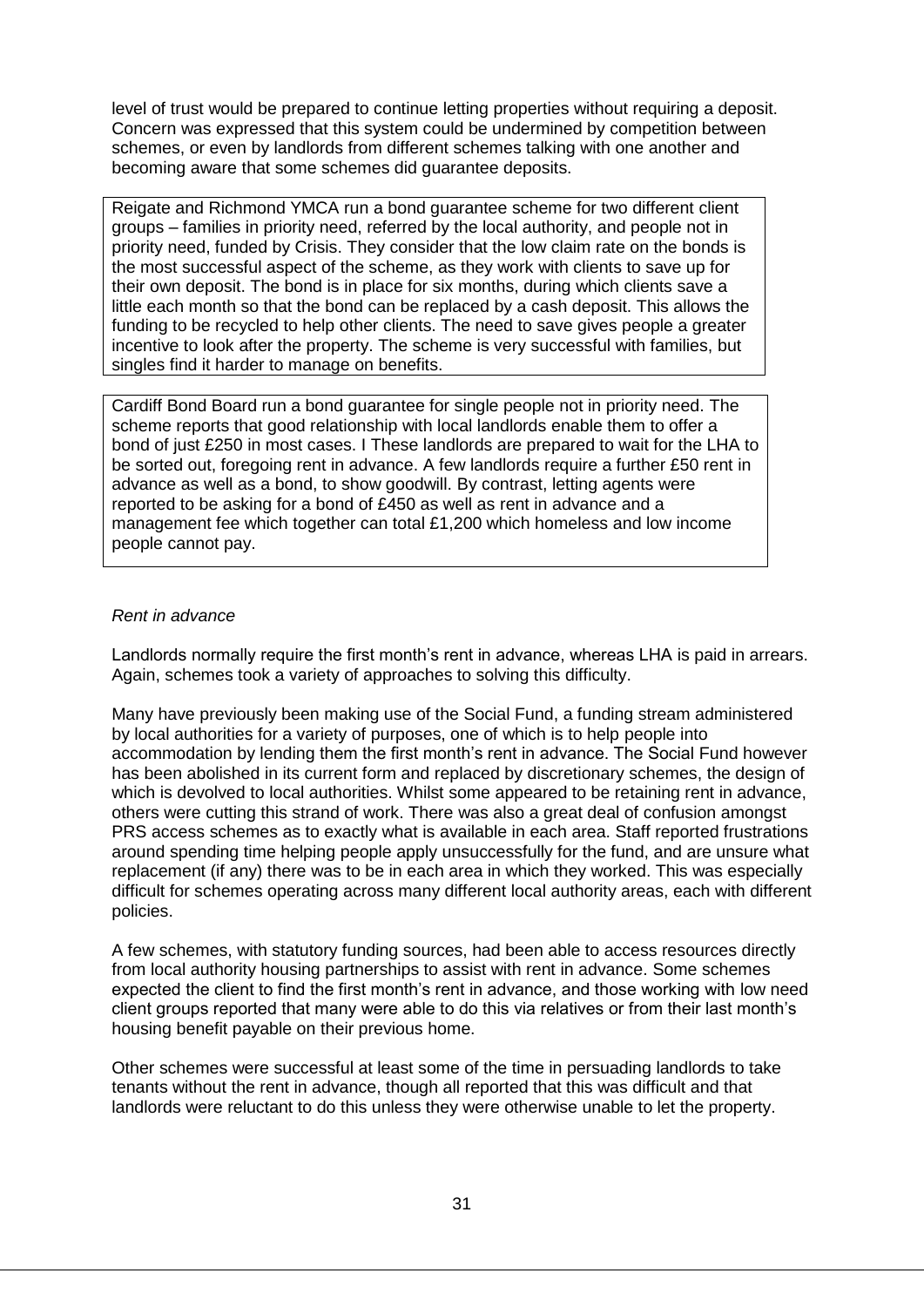level of trust would be prepared to continue letting properties without requiring a deposit. Concern was expressed that this system could be undermined by competition between schemes, or even by landlords from different schemes talking with one another and becoming aware that some schemes did guarantee deposits.

> Reigate and Richmond YMCA run a bond guarantee scheme for two different client groups – families in priority need, referred by the local authority, and people not in priority need, funded by Crisis. They consider that the low claim rate on the bonds is the most successful aspect of the scheme, as they work with clients to save up for their own deposit. The bond is in place for six months, during which clients save a little each month so that the bond can be replaced by a cash deposit. This allows the funding to be recycled to help other clients. The need to save gives people a greater incentive to look after the property. The scheme is very successful with families, but singles find it harder to manage on benefits.

> Cardiff Bond Board run a bond guarantee for single people not in priority need. The scheme reports that good relationship with local landlords enable them to offer a bond of just £250 in most cases. I These landlords are prepared to wait for the LHA to be sorted out, foregoing rent in advance. A few landlords require a further £50 rent in advance as well as a bond, to show goodwill. By contrast, letting agents were reported to be asking for a bond of £450 as well as rent in advance and a management fee which together can total £1,200 which homeless and low income people cannot pay.

*Rent in advance*

Landlords normally require the first month's rent in advance, whereas LHA is paid in arrears. Again, schemes took a variety of approaches to solving this difficulty.

Many have previously been making use of the Social Fund, a funding stream administered by local authorities for a variety of purposes, one of which is to help people into accommodation by lending them the first month's rent in advance. The Social Fund however has been abolished in its current form and replaced by discretionary schemes, the design of which is devolved to local authorities. Whilst some appeared to be retaining rent in advance, others were cutting this strand of work. There was also a great deal of confusion amongst PRS access schemes as to exactly what is available in each area. Staff reported frustrations around spending time helping people apply unsuccessfully for the fund, and are unsure what replacement (if any) there was to be in each area in which they worked. This was especially difficult for schemes operating across many different local authority areas, each with different policies.

A few schemes, with statutory funding sources, had been able to access resources directly from local authority housing partnerships to assist with rent in advance. Some schemes expected the client to find the first month's rent in advance, and those working with low need client groups reported that many were able to do this via relatives or from their last month's housing benefit payable on their previous home.

Other schemes were successful at least some of the time in persuading landlords to take tenants without the rent in advance, though all reported that this was difficult and that landlords were reluctant to do this unless they were otherwise unable to let the property.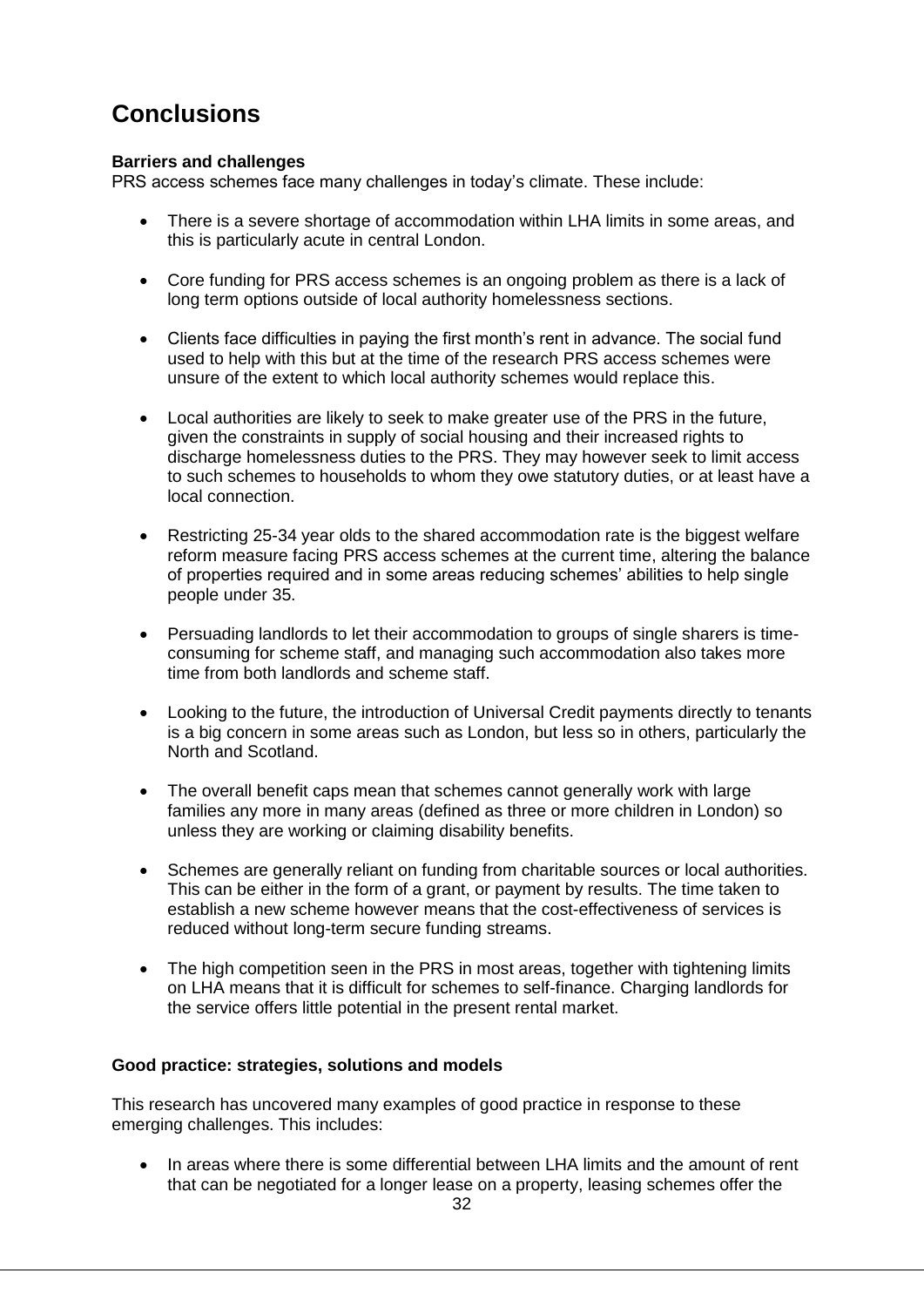# Conclusions

**Barriers and challenges**

PRS access schemes face many challenges in today's climate. These include:

- There is a severe shortage of accommodation within LHA limits in some areas, and this is particularly acute in central London.
- Core funding for PRS access schemes is an ongoing problem as there is a lack of long term options outside of local authority homelessness sections.
- Clients face difficulties in paying the first month's rent in advance. The social fund used to help with this but at the time of the research PRS access schemes were unsure of the extent to which local authority schemes would replace this.
- Local authorities are likely to seek to make greater use of the PRS in the future, given the constraints in supply of social housing and their increased rights to discharge homelessness duties to the PRS. They may however seek to limit access to such schemes to households to whom they owe statutory duties, or at least have a local connection.
- Restricting 25-34 year olds to the shared accommodation rate is the biggest welfare reform measure facing PRS access schemes at the current time, altering the balance of properties required and in some areas reducing schemes' abilities to help single people under 35.
- Persuading landlords to let their accommodation to groups of single sharers is time-consuming for scheme staff, and managing such accommodation also takes more time from both landlords and scheme staff.
- Looking to the future, the introduction of Universal Credit payments directly to tenants is a big concern in some areas such as London, but less so in others, particularly the North and Scotland.
- The overall benefit caps mean that schemes cannot generally work with large families any more in many areas (defined as three or more children in London) so unless they are working or claiming disability benefits.
- Schemes are generally reliant on funding from charitable sources or local authorities. This can be either in the form of a grant, or payment by results. The time taken to establish a new scheme however means that the cost-effectiveness of services is reduced without long-term secure funding streams.
- The high competition seen in the PRS in most areas, together with tightening limits on LHA means that it is difficult for schemes to self-finance. Charging landlords for the service offers little potential in the present rental market.

**Good practice: strategies, solutions and models**

This research has uncovered many examples of good practice in response to these emerging challenges. This includes:

- In areas where there is some differential between LHA limits and the amount of rent that can be negotiated for a longer lease on a property, leasing schemes offer the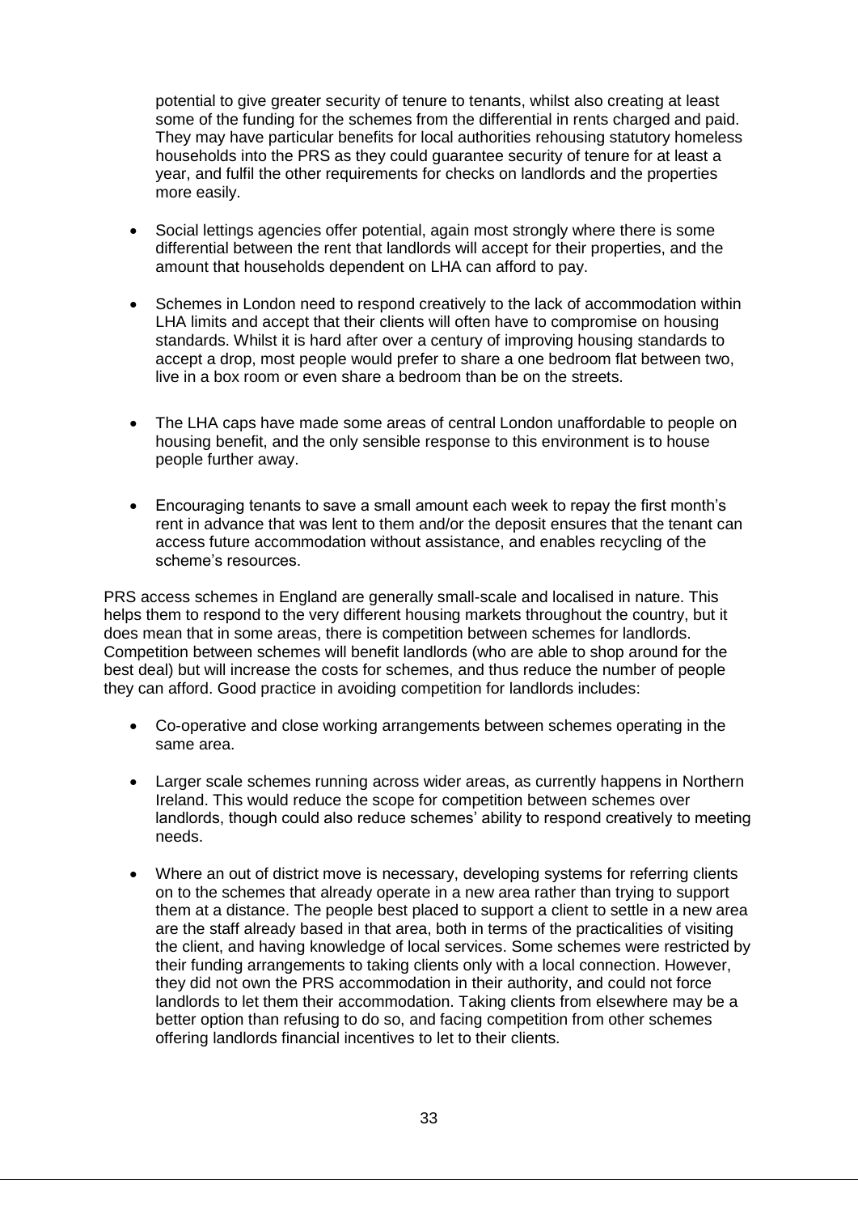potential to give greater security of tenure to tenants, whilst also creating at least some of the funding for the schemes from the differential in rents charged and paid. They may have particular benefits for local authorities rehousing statutory homeless households into the PRS as they could guarantee security of tenure for at least a year, and fulfil the other requirements for checks on landlords and the properties more easily.

- Social lettings agencies offer potential, again most strongly where there is some differential between the rent that landlords will accept for their properties, and the amount that households dependent on LHA can afford to pay.

- Schemes in London need to respond creatively to the lack of accommodation within LHA limits and accept that their clients will often have to compromise on housing standards. Whilst it is hard after over a century of improving housing standards to accept a drop, most people would prefer to share a one bedroom flat between two, live in a box room or even share a bedroom than be on the streets.

- The LHA caps have made some areas of central London unaffordable to people on housing benefit, and the only sensible response to this environment is to house people further away.

- Encouraging tenants to save a small amount each week to repay the first month's rent in advance that was lent to them and/or the deposit ensures that the tenant can access future accommodation without assistance, and enables recycling of the scheme's resources.

PRS access schemes in England are generally small-scale and localised in nature. This helps them to respond to the very different housing markets throughout the country, but it does mean that in some areas, there is competition between schemes for landlords. Competition between schemes will benefit landlords (who are able to shop around for the best deal) but will increase the costs for schemes, and thus reduce the number of people they can afford. Good practice in avoiding competition for landlords includes:

- Co-operative and close working arrangements between schemes operating in the same area.

- Larger scale schemes running across wider areas, as currently happens in Northern Ireland. This would reduce the scope for competition between schemes over landlords, though could also reduce schemes' ability to respond creatively to meeting needs.

- Where an out of district move is necessary, developing systems for referring clients on to the schemes that already operate in a new area rather than trying to support them at a distance. The people best placed to support a client to settle in a new area are the staff already based in that area, both in terms of the practicalities of visiting the client, and having knowledge of local services. Some schemes were restricted by their funding arrangements to taking clients only with a local connection. However, they did not own the PRS accommodation in their authority, and could not force landlords to let them their accommodation. Taking clients from elsewhere may be a better option than refusing to do so, and facing competition from other schemes offering landlords financial incentives to let to their clients.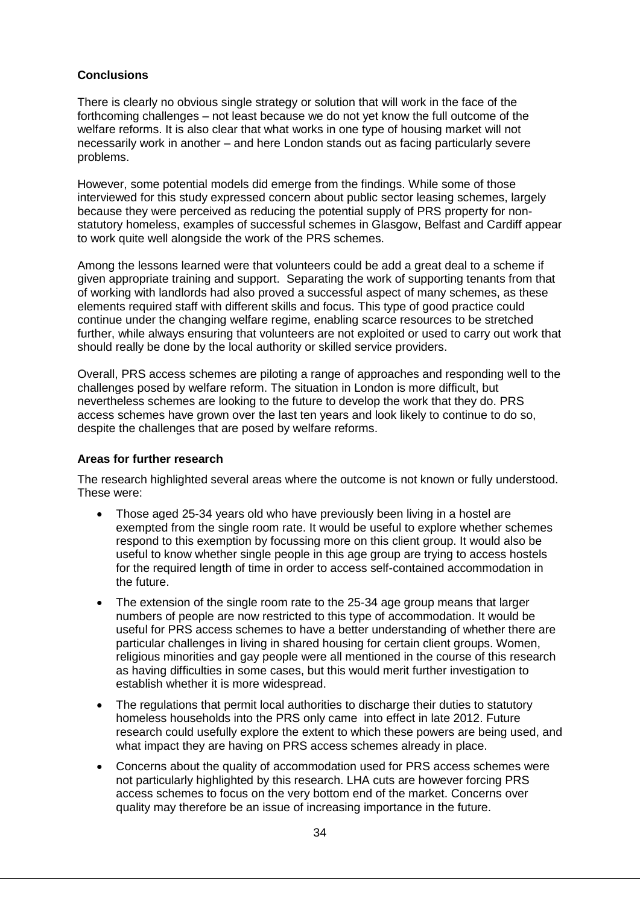**Conclusions**

There is clearly no obvious single strategy or solution that will work in the face of the forthcoming challenges – not least because we do not yet know the full outcome of the welfare reforms. It is also clear that what works in one type of housing market will not necessarily work in another – and here London stands out as facing particularly severe problems.

However, some potential models did emerge from the findings. While some of those interviewed for this study expressed concern about public sector leasing schemes, largely because they were perceived as reducing the potential supply of PRS property for non-statutory homeless, examples of successful schemes in Glasgow, Belfast and Cardiff appear to work quite well alongside the work of the PRS schemes.

Among the lessons learned were that volunteers could be add a great deal to a scheme if given appropriate training and support. Separating the work of supporting tenants from that of working with landlords had also proved a successful aspect of many schemes, as these elements required staff with different skills and focus. This type of good practice could continue under the changing welfare regime, enabling scarce resources to be stretched further, while always ensuring that volunteers are not exploited or used to carry out work that should really be done by the local authority or skilled service providers.

Overall, PRS access schemes are piloting a range of approaches and responding well to the challenges posed by welfare reform. The situation in London is more difficult, but nevertheless schemes are looking to the future to develop the work that they do. PRS access schemes have grown over the last ten years and look likely to continue to do so, despite the challenges that are posed by welfare reforms.

**Areas for further research**

The research highlighted several areas where the outcome is not known or fully understood. These were:

- Those aged 25-34 years old who have previously been living in a hostel are exempted from the single room rate. It would be useful to explore whether schemes respond to this exemption by focussing more on this client group. It would also be useful to know whether single people in this age group are trying to access hostels for the required length of time in order to access self-contained accommodation in the future.
- The extension of the single room rate to the 25-34 age group means that larger numbers of people are now restricted to this type of accommodation. It would be useful for PRS access schemes to have a better understanding of whether there are particular challenges in living in shared housing for certain client groups. Women, religious minorities and gay people were all mentioned in the course of this research as having difficulties in some cases, but this would merit further investigation to establish whether it is more widespread.
- The regulations that permit local authorities to discharge their duties to statutory homeless households into the PRS only came into effect in late 2012. Future research could usefully explore the extent to which these powers are being used, and what impact they are having on PRS access schemes already in place.
- Concerns about the quality of accommodation used for PRS access schemes were not particularly highlighted by this research. LHA cuts are however forcing PRS access schemes to focus on the very bottom end of the market. Concerns over quality may therefore be an issue of increasing importance in the future.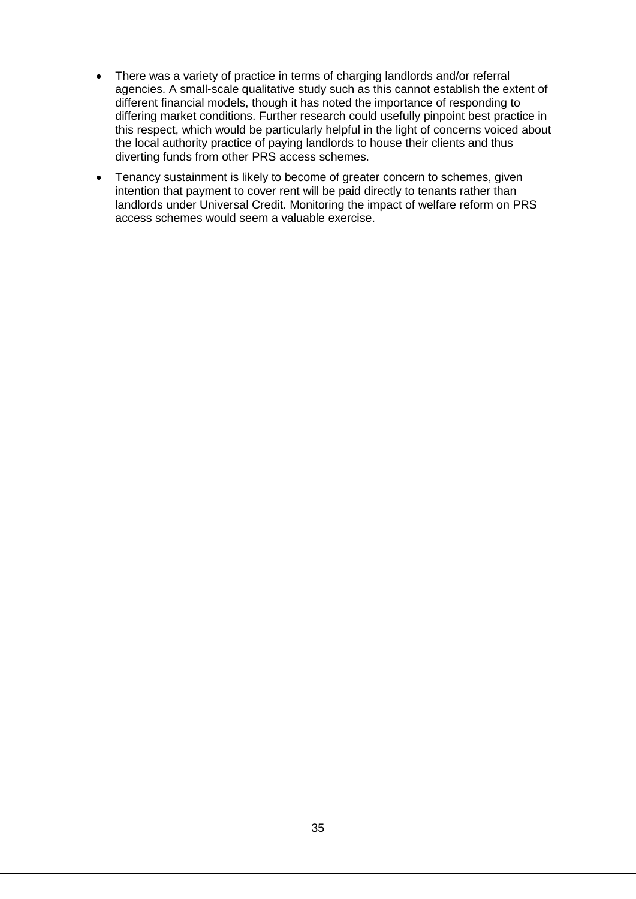- There was a variety of practice in terms of charging landlords and/or referral agencies. A small-scale qualitative study such as this cannot establish the extent of different financial models, though it has noted the importance of responding to differing market conditions. Further research could usefully pinpoint best practice in this respect, which would be particularly helpful in the light of concerns voiced about the local authority practice of paying landlords to house their clients and thus diverting funds from other PRS access schemes.

- Tenancy sustainment is likely to become of greater concern to schemes, given intention that payment to cover rent will be paid directly to tenants rather than landlords under Universal Credit. Monitoring the impact of welfare reform on PRS access schemes would seem a valuable exercise.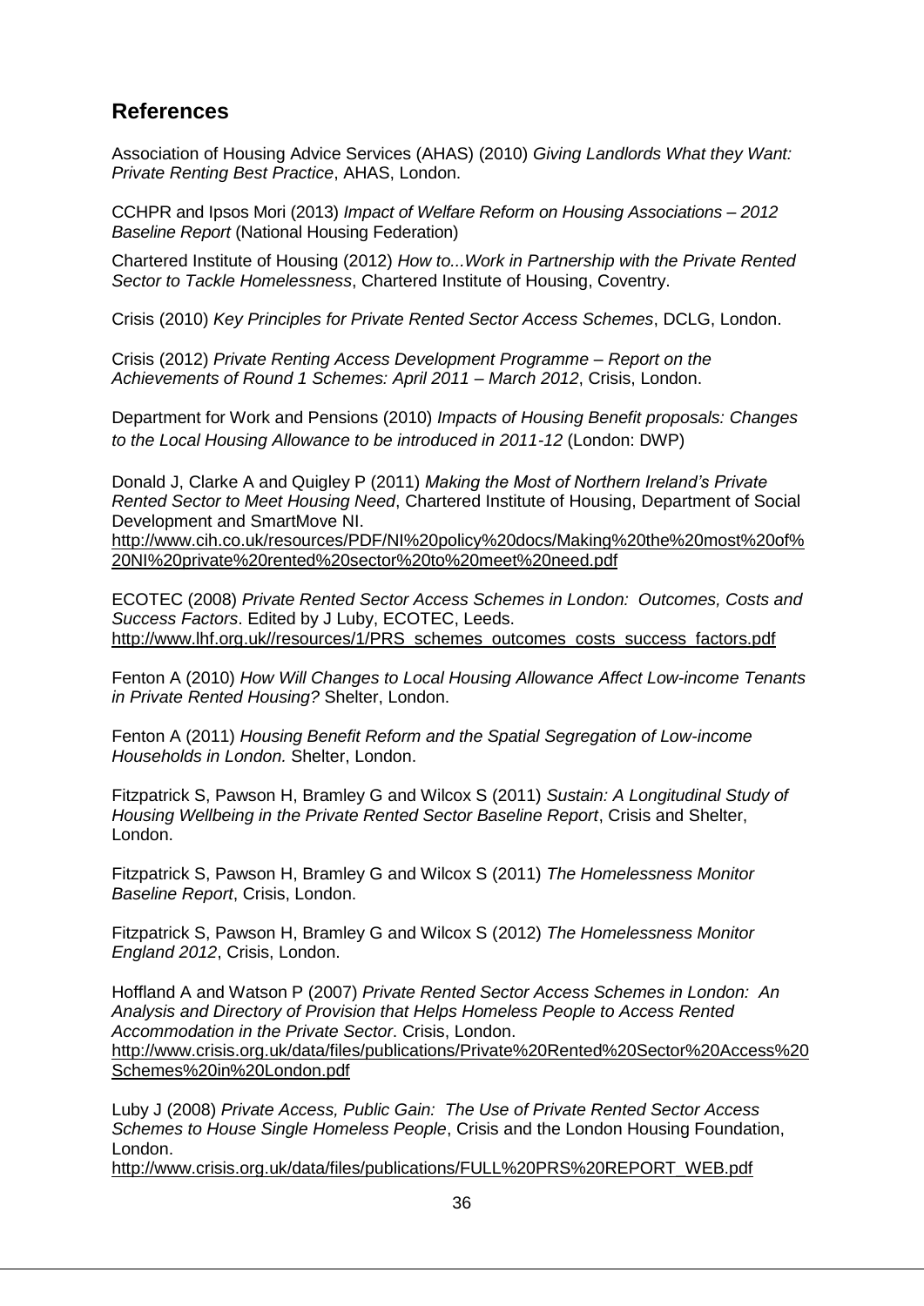## References

Association of Housing Advice Services (AHAS) (2010) *Giving Landlords What they Want: Private Renting Best Practice*, AHAS, London.

CCHPR and Ipsos Mori (2013) *Impact of Welfare Reform on Housing Associations – 2012 Baseline Report* (National Housing Federation)

Chartered Institute of Housing (2012) *How to...Work in Partnership with the Private Rented Sector to Tackle Homelessness*, Chartered Institute of Housing, Coventry.

Crisis (2010) *Key Principles for Private Rented Sector Access Schemes*, DCLG, London.

Crisis (2012) *Private Renting Access Development Programme – Report on the Achievements of Round 1 Schemes: April 2011 – March 2012*, Crisis, London.

Department for Work and Pensions (2010) *Impacts of Housing Benefit proposals: Changes to the Local Housing Allowance to be introduced in 2011-12* (London: DWP)

Donald J, Clarke A and Quigley P (2011) *Making the Most of Northern Ireland's Private Rented Sector to Meet Housing Need*, Chartered Institute of Housing, Department of Social Development and SmartMove NI.
http://www.cih.co.uk/resources/PDF/NI%20policy%20docs/Making%20the%20most%20of%20NI%20private%20rented%20sector%20to%20meet%20need.pdf

ECOTEC (2008) *Private Rented Sector Access Schemes in London: Outcomes, Costs and Success Factors*. Edited by J Luby, ECOTEC, Leeds.
http://www.lhf.org.uk//resources/1/PRS_schemes_outcomes_costs_success_factors.pdf

Fenton A (2010) *How Will Changes to Local Housing Allowance Affect Low-income Tenants in Private Rented Housing?* Shelter, London.

Fenton A (2011) *Housing Benefit Reform and the Spatial Segregation of Low-income Households in London.* Shelter, London.

Fitzpatrick S, Pawson H, Bramley G and Wilcox S (2011) *Sustain: A Longitudinal Study of Housing Wellbeing in the Private Rented Sector Baseline Report*, Crisis and Shelter, London.

Fitzpatrick S, Pawson H, Bramley G and Wilcox S (2011) *The Homelessness Monitor Baseline Report*, Crisis, London.

Fitzpatrick S, Pawson H, Bramley G and Wilcox S (2012) *The Homelessness Monitor England 2012*, Crisis, London.

Hoffland A and Watson P (2007) *Private Rented Sector Access Schemes in London: An Analysis and Directory of Provision that Helps Homeless People to Access Rented Accommodation in the Private Sector*. Crisis, London.
http://www.crisis.org.uk/data/files/publications/Private%20Rented%20Sector%20Access%20Schemes%20in%20London.pdf

Luby J (2008) *Private Access, Public Gain: The Use of Private Rented Sector Access Schemes to House Single Homeless People*, Crisis and the London Housing Foundation, London.
http://www.crisis.org.uk/data/files/publications/FULL%20PRS%20REPORT_WEB.pdf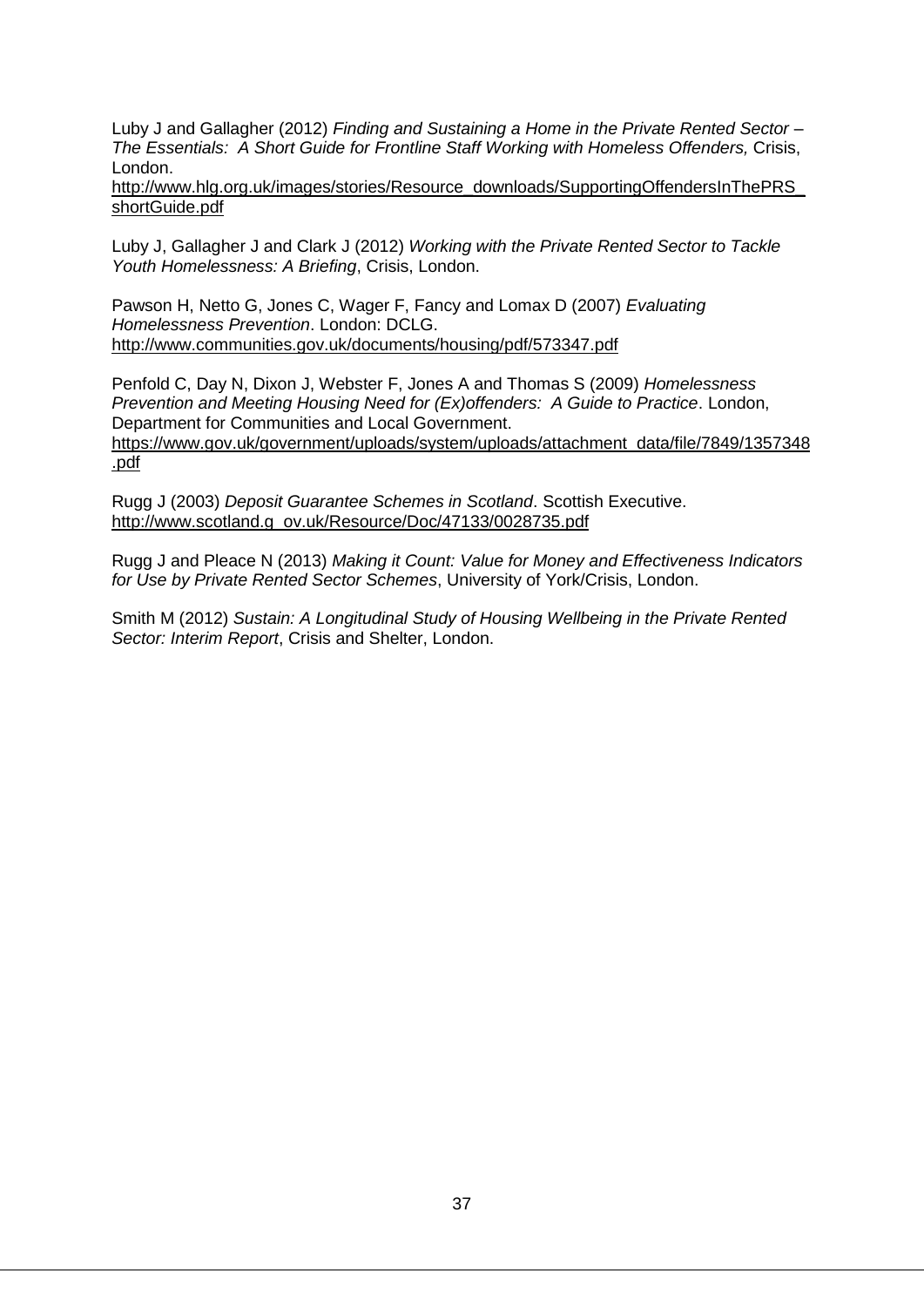Luby J and Gallagher (2012) *Finding and Sustaining a Home in the Private Rented Sector – The Essentials: A Short Guide for Frontline Staff Working with Homeless Offenders,* Crisis, London.
http://www.hlg.org.uk/images/stories/Resource_downloads/SupportingOffendersInThePRS_shortGuide.pdf

Luby J, Gallagher J and Clark J (2012) *Working with the Private Rented Sector to Tackle Youth Homelessness: A Briefing*, Crisis, London.

Pawson H, Netto G, Jones C, Wager F, Fancy and Lomax D (2007) *Evaluating Homelessness Prevention*. London: DCLG.
http://www.communities.gov.uk/documents/housing/pdf/573347.pdf

Penfold C, Day N, Dixon J, Webster F, Jones A and Thomas S (2009) *Homelessness Prevention and Meeting Housing Need for (Ex)offenders: A Guide to Practice*. London, Department for Communities and Local Government.
https://www.gov.uk/government/uploads/system/uploads/attachment_data/file/7849/1357348.pdf

Rugg J (2003) *Deposit Guarantee Schemes in Scotland*. Scottish Executive.
http://www.scotland.g_ov.uk/Resource/Doc/47133/0028735.pdf

Rugg J and Pleace N (2013) *Making it Count: Value for Money and Effectiveness Indicators for Use by Private Rented Sector Schemes*, University of York/Crisis, London.

Smith M (2012) *Sustain: A Longitudinal Study of Housing Wellbeing in the Private Rented Sector: Interim Report*, Crisis and Shelter, London.